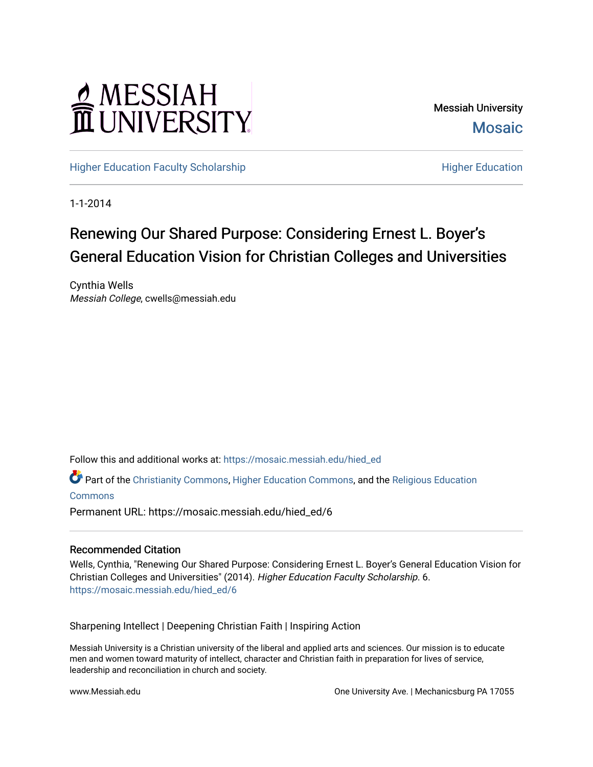Messiah University
Mosaic

Higher Education Faculty Scholarship | Higher Education

1-1-2014

# Renewing Our Shared Purpose: Considering Ernest L. Boyer's General Education Vision for Christian Colleges and Universities

Cynthia Wells
*Messiah College*, cwells@messiah.edu

Follow this and additional works at: https://mosaic.messiah.edu/hied_ed

Part of the Christianity Commons, Higher Education Commons, and the Religious Education Commons

Permanent URL: https://mosaic.messiah.edu/hied_ed/6

## Recommended Citation

Wells, Cynthia, "Renewing Our Shared Purpose: Considering Ernest L. Boyer's General Education Vision for Christian Colleges and Universities" (2014). *Higher Education Faculty Scholarship*. 6.
https://mosaic.messiah.edu/hied_ed/6

Sharpening Intellect | Deepening Christian Faith | Inspiring Action

Messiah University is a Christian university of the liberal and applied arts and sciences. Our mission is to educate men and women toward maturity of intellect, character and Christian faith in preparation for lives of service, leadership and reconciliation in church and society.

www.Messiah.edu

One University Ave. | Mechanicsburg PA 17055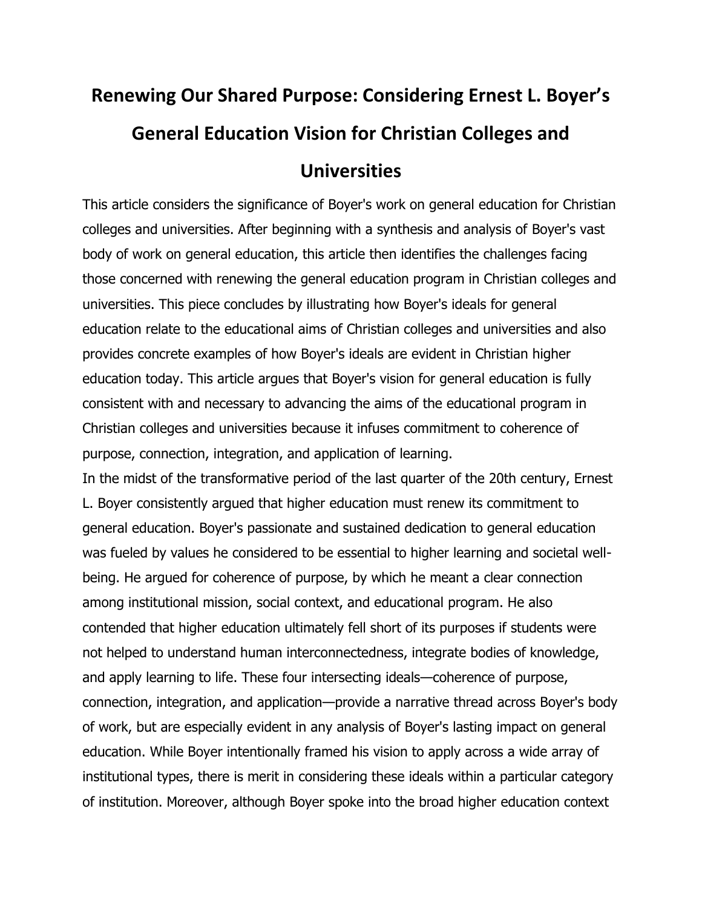# Renewing Our Shared Purpose: Considering Ernest L. Boyer's General Education Vision for Christian Colleges and Universities

This article considers the significance of Boyer's work on general education for Christian colleges and universities. After beginning with a synthesis and analysis of Boyer's vast body of work on general education, this article then identifies the challenges facing those concerned with renewing the general education program in Christian colleges and universities. This piece concludes by illustrating how Boyer's ideals for general education relate to the educational aims of Christian colleges and universities and also provides concrete examples of how Boyer's ideals are evident in Christian higher education today. This article argues that Boyer's vision for general education is fully consistent with and necessary to advancing the aims of the educational program in Christian colleges and universities because it infuses commitment to coherence of purpose, connection, integration, and application of learning.

In the midst of the transformative period of the last quarter of the 20th century, Ernest L. Boyer consistently argued that higher education must renew its commitment to general education. Boyer's passionate and sustained dedication to general education was fueled by values he considered to be essential to higher learning and societal well-being. He argued for coherence of purpose, by which he meant a clear connection among institutional mission, social context, and educational program. He also contended that higher education ultimately fell short of its purposes if students were not helped to understand human interconnectedness, integrate bodies of knowledge, and apply learning to life. These four intersecting ideals—coherence of purpose, connection, integration, and application—provide a narrative thread across Boyer's body of work, but are especially evident in any analysis of Boyer's lasting impact on general education. While Boyer intentionally framed his vision to apply across a wide array of institutional types, there is merit in considering these ideals within a particular category of institution. Moreover, although Boyer spoke into the broad higher education context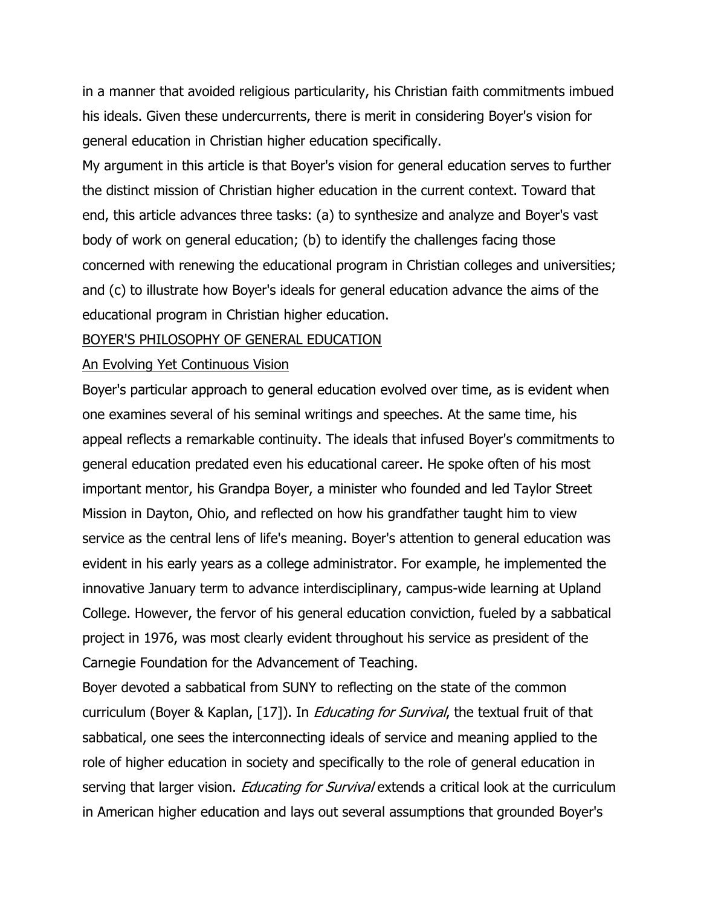in a manner that avoided religious particularity, his Christian faith commitments imbued his ideals. Given these undercurrents, there is merit in considering Boyer's vision for general education in Christian higher education specifically.

My argument in this article is that Boyer's vision for general education serves to further the distinct mission of Christian higher education in the current context. Toward that end, this article advances three tasks: (a) to synthesize and analyze and Boyer's vast body of work on general education; (b) to identify the challenges facing those concerned with renewing the educational program in Christian colleges and universities; and (c) to illustrate how Boyer's ideals for general education advance the aims of the educational program in Christian higher education.

## BOYER'S PHILOSOPHY OF GENERAL EDUCATION

### An Evolving Yet Continuous Vision

Boyer's particular approach to general education evolved over time, as is evident when one examines several of his seminal writings and speeches. At the same time, his appeal reflects a remarkable continuity. The ideals that infused Boyer's commitments to general education predated even his educational career. He spoke often of his most important mentor, his Grandpa Boyer, a minister who founded and led Taylor Street Mission in Dayton, Ohio, and reflected on how his grandfather taught him to view service as the central lens of life's meaning. Boyer's attention to general education was evident in his early years as a college administrator. For example, he implemented the innovative January term to advance interdisciplinary, campus-wide learning at Upland College. However, the fervor of his general education conviction, fueled by a sabbatical project in 1976, was most clearly evident throughout his service as president of the Carnegie Foundation for the Advancement of Teaching.

Boyer devoted a sabbatical from SUNY to reflecting on the state of the common curriculum (Boyer & Kaplan, [17]). In *Educating for Survival*, the textual fruit of that sabbatical, one sees the interconnecting ideals of service and meaning applied to the role of higher education in society and specifically to the role of general education in serving that larger vision. *Educating for Survival* extends a critical look at the curriculum in American higher education and lays out several assumptions that grounded Boyer's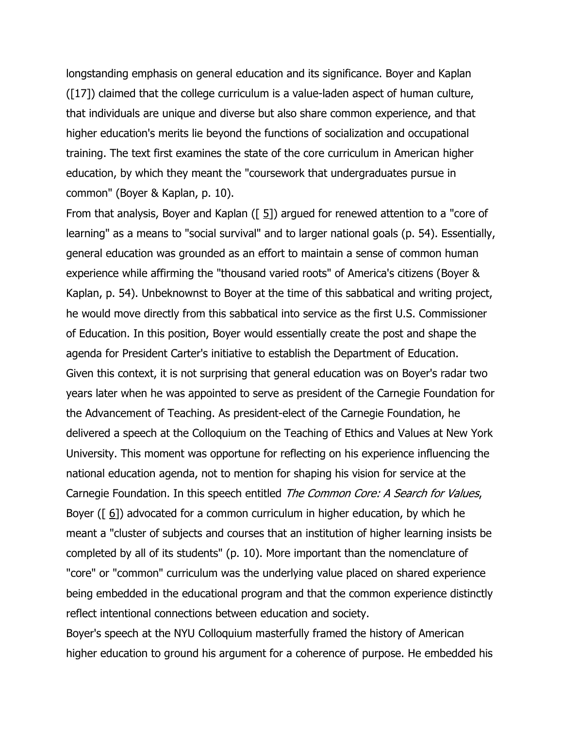longstanding emphasis on general education and its significance. Boyer and Kaplan ([17]) claimed that the college curriculum is a value-laden aspect of human culture, that individuals are unique and diverse but also share common experience, and that higher education's merits lie beyond the functions of socialization and occupational training. The text first examines the state of the core curriculum in American higher education, by which they meant the "coursework that undergraduates pursue in common" (Boyer & Kaplan, p. 10).

From that analysis, Boyer and Kaplan ([ 5]) argued for renewed attention to a "core of learning" as a means to "social survival" and to larger national goals (p. 54). Essentially, general education was grounded as an effort to maintain a sense of common human experience while affirming the "thousand varied roots" of America's citizens (Boyer & Kaplan, p. 54). Unbeknownst to Boyer at the time of this sabbatical and writing project, he would move directly from this sabbatical into service as the first U.S. Commissioner of Education. In this position, Boyer would essentially create the post and shape the agenda for President Carter's initiative to establish the Department of Education.

Given this context, it is not surprising that general education was on Boyer's radar two years later when he was appointed to serve as president of the Carnegie Foundation for the Advancement of Teaching. As president-elect of the Carnegie Foundation, he delivered a speech at the Colloquium on the Teaching of Ethics and Values at New York University. This moment was opportune for reflecting on his experience influencing the national education agenda, not to mention for shaping his vision for service at the Carnegie Foundation. In this speech entitled *The Common Core: A Search for Values*, Boyer ([ 6]) advocated for a common curriculum in higher education, by which he meant a "cluster of subjects and courses that an institution of higher learning insists be completed by all of its students" (p. 10). More important than the nomenclature of "core" or "common" curriculum was the underlying value placed on shared experience being embedded in the educational program and that the common experience distinctly reflect intentional connections between education and society.

Boyer's speech at the NYU Colloquium masterfully framed the history of American higher education to ground his argument for a coherence of purpose. He embedded his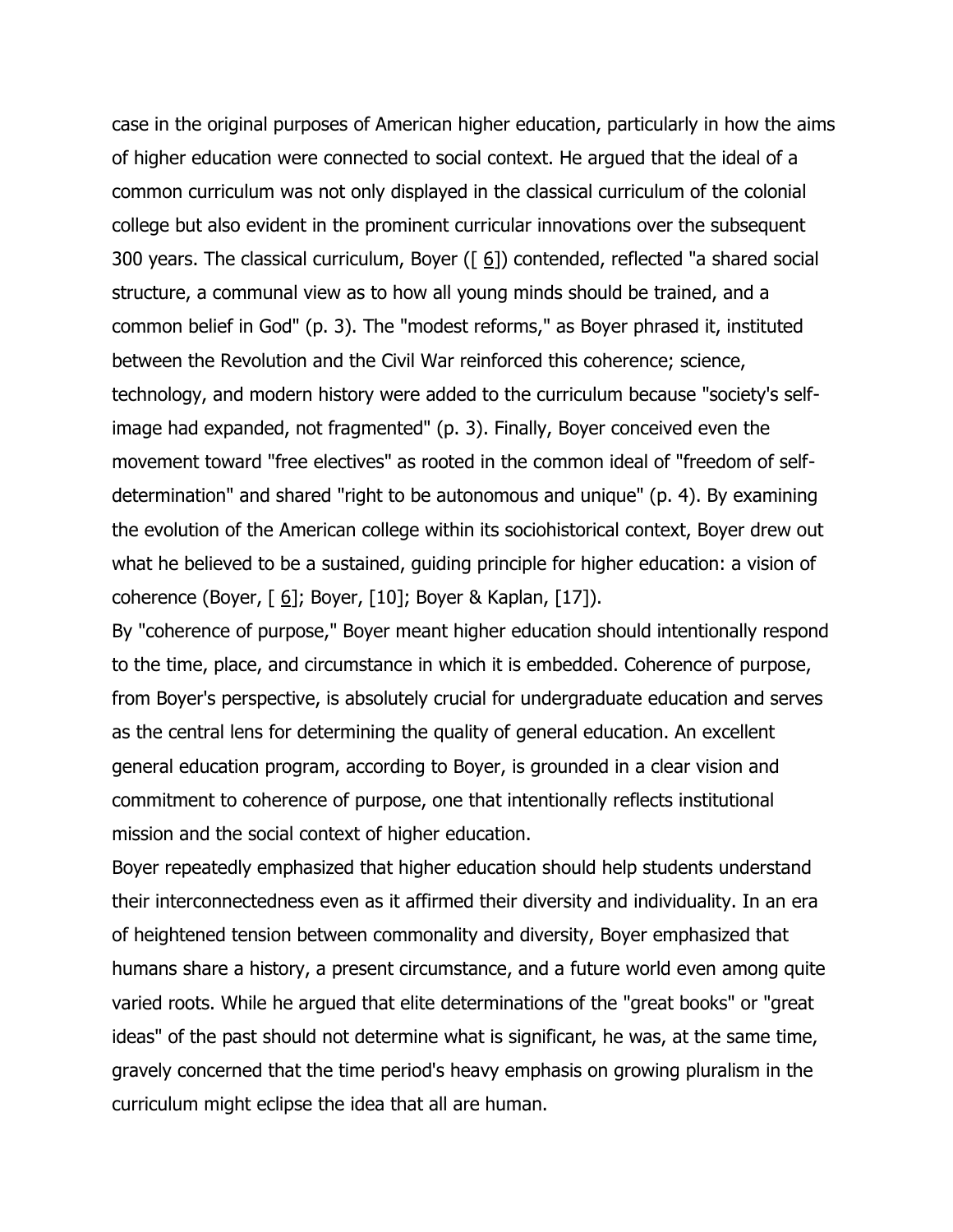case in the original purposes of American higher education, particularly in how the aims of higher education were connected to social context. He argued that the ideal of a common curriculum was not only displayed in the classical curriculum of the colonial college but also evident in the prominent curricular innovations over the subsequent 300 years. The classical curriculum, Boyer ([ 6]) contended, reflected "a shared social structure, a communal view as to how all young minds should be trained, and a common belief in God" (p. 3). The "modest reforms," as Boyer phrased it, instituted between the Revolution and the Civil War reinforced this coherence; science, technology, and modern history were added to the curriculum because "society's self-image had expanded, not fragmented" (p. 3). Finally, Boyer conceived even the movement toward "free electives" as rooted in the common ideal of "freedom of self-determination" and shared "right to be autonomous and unique" (p. 4). By examining the evolution of the American college within its sociohistorical context, Boyer drew out what he believed to be a sustained, guiding principle for higher education: a vision of coherence (Boyer, [ 6]; Boyer, [10]; Boyer & Kaplan, [17]).

By "coherence of purpose," Boyer meant higher education should intentionally respond to the time, place, and circumstance in which it is embedded. Coherence of purpose, from Boyer's perspective, is absolutely crucial for undergraduate education and serves as the central lens for determining the quality of general education. An excellent general education program, according to Boyer, is grounded in a clear vision and commitment to coherence of purpose, one that intentionally reflects institutional mission and the social context of higher education.

Boyer repeatedly emphasized that higher education should help students understand their interconnectedness even as it affirmed their diversity and individuality. In an era of heightened tension between commonality and diversity, Boyer emphasized that humans share a history, a present circumstance, and a future world even among quite varied roots. While he argued that elite determinations of the "great books" or "great ideas" of the past should not determine what is significant, he was, at the same time, gravely concerned that the time period's heavy emphasis on growing pluralism in the curriculum might eclipse the idea that all are human.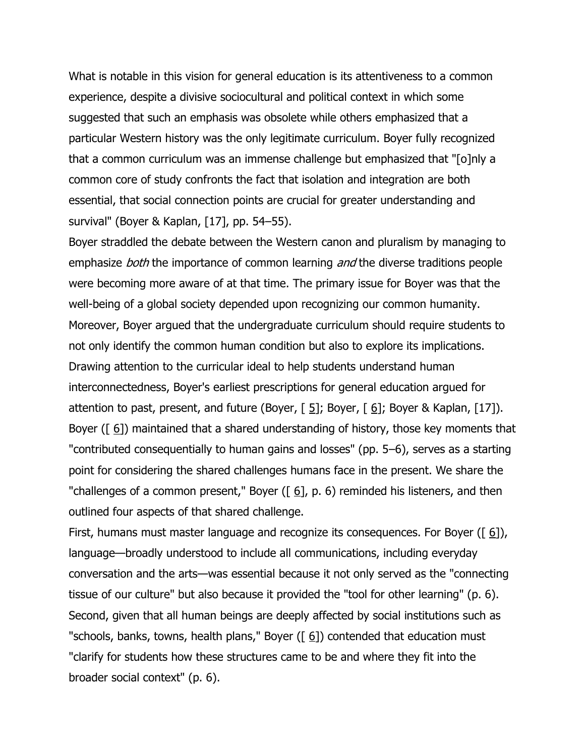What is notable in this vision for general education is its attentiveness to a common experience, despite a divisive sociocultural and political context in which some suggested that such an emphasis was obsolete while others emphasized that a particular Western history was the only legitimate curriculum. Boyer fully recognized that a common curriculum was an immense challenge but emphasized that "[o]nly a common core of study confronts the fact that isolation and integration are both essential, that social connection points are crucial for greater understanding and survival" (Boyer & Kaplan, [17], pp. 54–55).

Boyer straddled the debate between the Western canon and pluralism by managing to emphasize *both* the importance of common learning *and* the diverse traditions people were becoming more aware of at that time. The primary issue for Boyer was that the well-being of a global society depended upon recognizing our common humanity. Moreover, Boyer argued that the undergraduate curriculum should require students to not only identify the common human condition but also to explore its implications. Drawing attention to the curricular ideal to help students understand human interconnectedness, Boyer's earliest prescriptions for general education argued for attention to past, present, and future (Boyer, [ 5]; Boyer, [ 6]; Boyer & Kaplan, [17]). Boyer ([ 6]) maintained that a shared understanding of history, those key moments that "contributed consequentially to human gains and losses" (pp. 5–6), serves as a starting point for considering the shared challenges humans face in the present. We share the "challenges of a common present," Boyer ([ 6], p. 6) reminded his listeners, and then outlined four aspects of that shared challenge.

First, humans must master language and recognize its consequences. For Boyer ([ 6]), language—broadly understood to include all communications, including everyday conversation and the arts—was essential because it not only served as the "connecting tissue of our culture" but also because it provided the "tool for other learning" (p. 6). Second, given that all human beings are deeply affected by social institutions such as "schools, banks, towns, health plans," Boyer ([ 6]) contended that education must "clarify for students how these structures came to be and where they fit into the broader social context" (p. 6).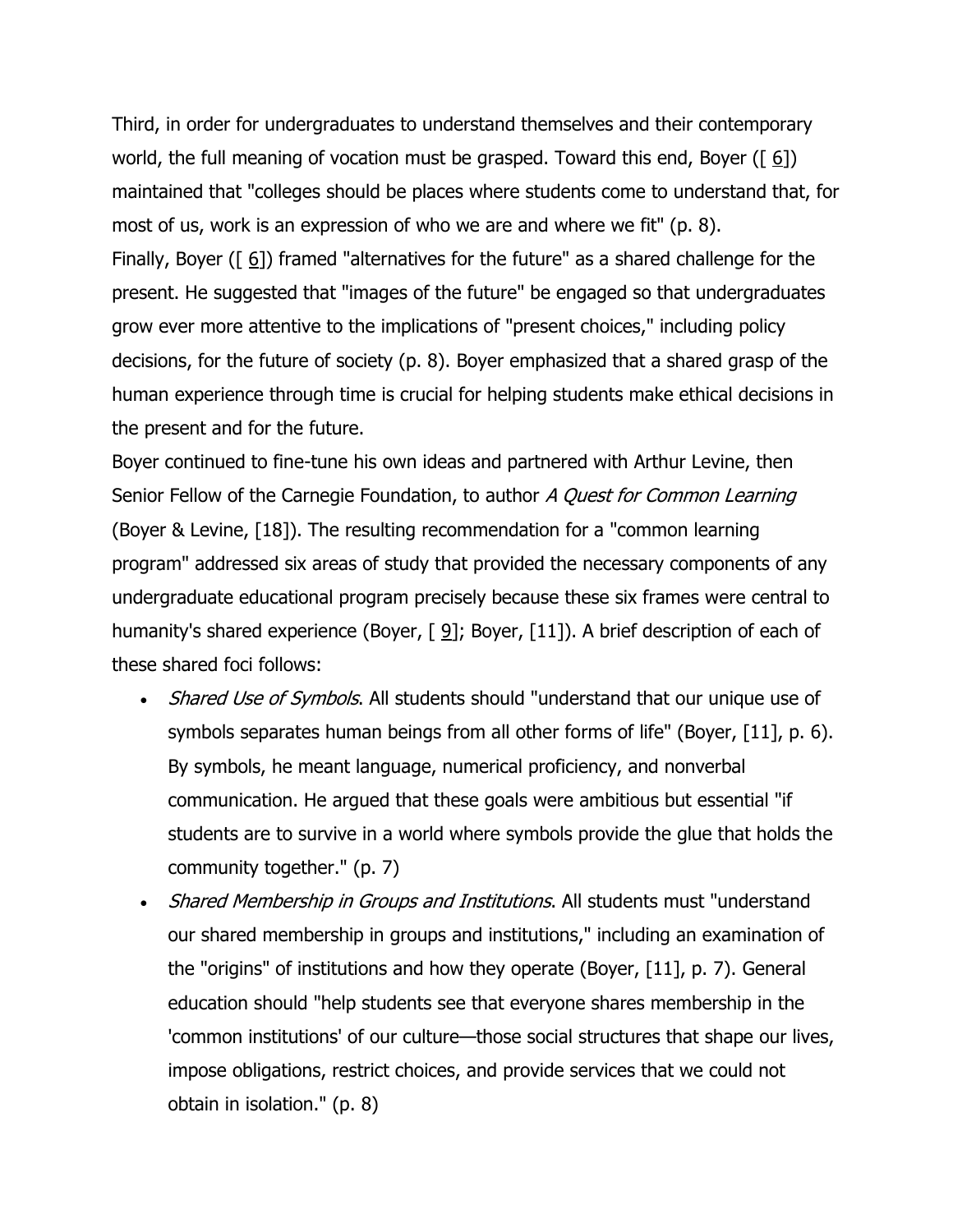Third, in order for undergraduates to understand themselves and their contemporary world, the full meaning of vocation must be grasped. Toward this end, Boyer ([ 6]) maintained that "colleges should be places where students come to understand that, for most of us, work is an expression of who we are and where we fit" (p. 8).

Finally, Boyer ([ 6]) framed "alternatives for the future" as a shared challenge for the present. He suggested that "images of the future" be engaged so that undergraduates grow ever more attentive to the implications of "present choices," including policy decisions, for the future of society (p. 8). Boyer emphasized that a shared grasp of the human experience through time is crucial for helping students make ethical decisions in the present and for the future.

Boyer continued to fine-tune his own ideas and partnered with Arthur Levine, then Senior Fellow of the Carnegie Foundation, to author *A Quest for Common Learning* (Boyer & Levine, [18]). The resulting recommendation for a "common learning program" addressed six areas of study that provided the necessary components of any undergraduate educational program precisely because these six frames were central to humanity's shared experience (Boyer, [ 9]; Boyer, [11]). A brief description of each of these shared foci follows:

- *Shared Use of Symbols*. All students should "understand that our unique use of symbols separates human beings from all other forms of life" (Boyer, [11], p. 6). By symbols, he meant language, numerical proficiency, and nonverbal communication. He argued that these goals were ambitious but essential "if students are to survive in a world where symbols provide the glue that holds the community together." (p. 7)
- *Shared Membership in Groups and Institutions*. All students must "understand our shared membership in groups and institutions," including an examination of the "origins" of institutions and how they operate (Boyer, [11], p. 7). General education should "help students see that everyone shares membership in the 'common institutions' of our culture—those social structures that shape our lives, impose obligations, restrict choices, and provide services that we could not obtain in isolation." (p. 8)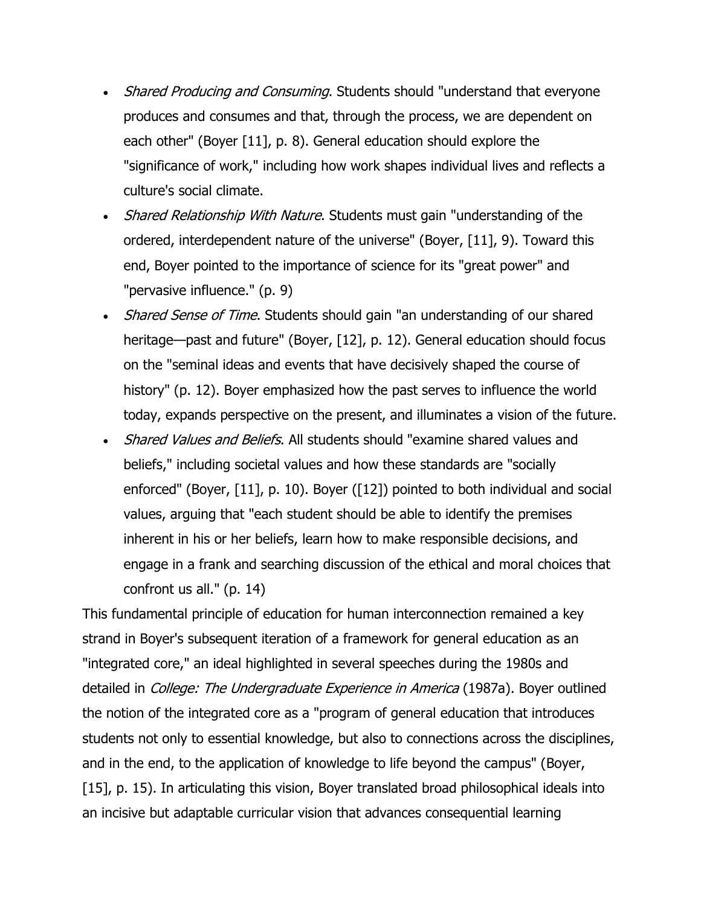- *Shared Producing and Consuming*. Students should "understand that everyone produces and consumes and that, through the process, we are dependent on each other" (Boyer [11], p. 8). General education should explore the "significance of work," including how work shapes individual lives and reflects a culture's social climate.
- *Shared Relationship With Nature*. Students must gain "understanding of the ordered, interdependent nature of the universe" (Boyer, [11], 9). Toward this end, Boyer pointed to the importance of science for its "great power" and "pervasive influence." (p. 9)
- *Shared Sense of Time*. Students should gain "an understanding of our shared heritage—past and future" (Boyer, [12], p. 12). General education should focus on the "seminal ideas and events that have decisively shaped the course of history" (p. 12). Boyer emphasized how the past serves to influence the world today, expands perspective on the present, and illuminates a vision of the future.
- *Shared Values and Beliefs*. All students should "examine shared values and beliefs," including societal values and how these standards are "socially enforced" (Boyer, [11], p. 10). Boyer ([12]) pointed to both individual and social values, arguing that "each student should be able to identify the premises inherent in his or her beliefs, learn how to make responsible decisions, and engage in a frank and searching discussion of the ethical and moral choices that confront us all." (p. 14)

This fundamental principle of education for human interconnection remained a key strand in Boyer's subsequent iteration of a framework for general education as an "integrated core," an ideal highlighted in several speeches during the 1980s and detailed in *College: The Undergraduate Experience in America* (1987a). Boyer outlined the notion of the integrated core as a "program of general education that introduces students not only to essential knowledge, but also to connections across the disciplines, and in the end, to the application of knowledge to life beyond the campus" (Boyer, [15], p. 15). In articulating this vision, Boyer translated broad philosophical ideals into an incisive but adaptable curricular vision that advances consequential learning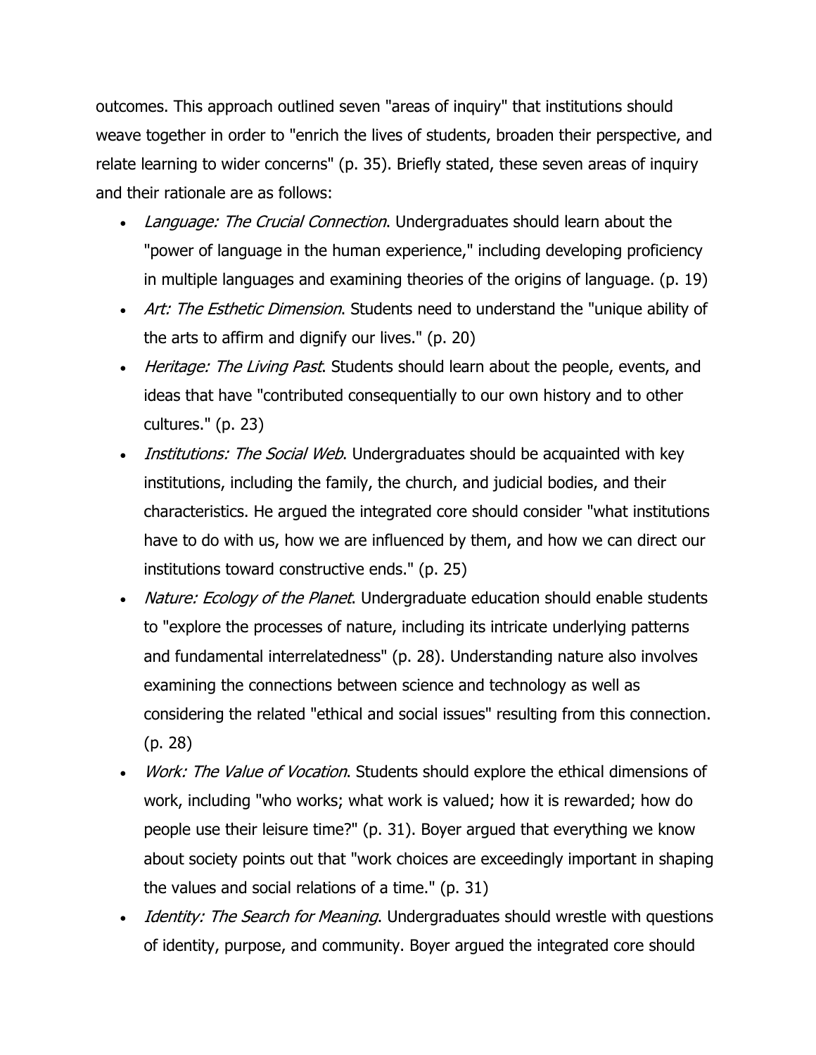outcomes. This approach outlined seven "areas of inquiry" that institutions should weave together in order to "enrich the lives of students, broaden their perspective, and relate learning to wider concerns" (p. 35). Briefly stated, these seven areas of inquiry and their rationale are as follows:

- *Language: The Crucial Connection*. Undergraduates should learn about the "power of language in the human experience," including developing proficiency in multiple languages and examining theories of the origins of language. (p. 19)
- *Art: The Esthetic Dimension*. Students need to understand the "unique ability of the arts to affirm and dignify our lives." (p. 20)
- *Heritage: The Living Past*. Students should learn about the people, events, and ideas that have "contributed consequentially to our own history and to other cultures." (p. 23)
- *Institutions: The Social Web*. Undergraduates should be acquainted with key institutions, including the family, the church, and judicial bodies, and their characteristics. He argued the integrated core should consider "what institutions have to do with us, how we are influenced by them, and how we can direct our institutions toward constructive ends." (p. 25)
- *Nature: Ecology of the Planet*. Undergraduate education should enable students to "explore the processes of nature, including its intricate underlying patterns and fundamental interrelatedness" (p. 28). Understanding nature also involves examining the connections between science and technology as well as considering the related "ethical and social issues" resulting from this connection. (p. 28)
- *Work: The Value of Vocation*. Students should explore the ethical dimensions of work, including "who works; what work is valued; how it is rewarded; how do people use their leisure time?" (p. 31). Boyer argued that everything we know about society points out that "work choices are exceedingly important in shaping the values and social relations of a time." (p. 31)
- *Identity: The Search for Meaning*. Undergraduates should wrestle with questions of identity, purpose, and community. Boyer argued the integrated core should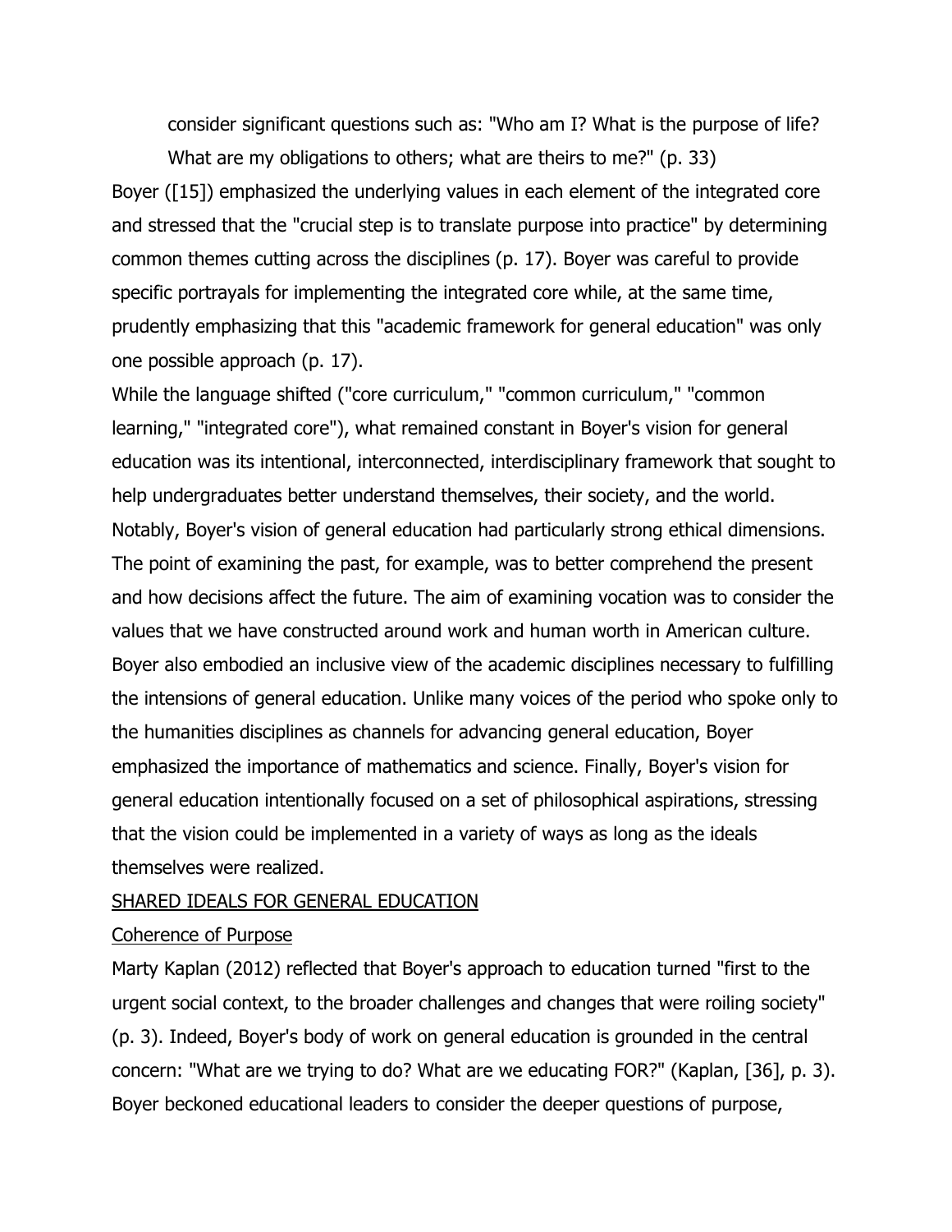consider significant questions such as: "Who am I? What is the purpose of life? What are my obligations to others; what are theirs to me?" (p. 33)

Boyer ([15]) emphasized the underlying values in each element of the integrated core and stressed that the "crucial step is to translate purpose into practice" by determining common themes cutting across the disciplines (p. 17). Boyer was careful to provide specific portrayals for implementing the integrated core while, at the same time, prudently emphasizing that this "academic framework for general education" was only one possible approach (p. 17).

While the language shifted ("core curriculum," "common curriculum," "common learning," "integrated core"), what remained constant in Boyer's vision for general education was its intentional, interconnected, interdisciplinary framework that sought to help undergraduates better understand themselves, their society, and the world. Notably, Boyer's vision of general education had particularly strong ethical dimensions. The point of examining the past, for example, was to better comprehend the present and how decisions affect the future. The aim of examining vocation was to consider the values that we have constructed around work and human worth in American culture. Boyer also embodied an inclusive view of the academic disciplines necessary to fulfilling the intensions of general education. Unlike many voices of the period who spoke only to the humanities disciplines as channels for advancing general education, Boyer emphasized the importance of mathematics and science. Finally, Boyer's vision for general education intentionally focused on a set of philosophical aspirations, stressing that the vision could be implemented in a variety of ways as long as the ideals themselves were realized.

## SHARED IDEALS FOR GENERAL EDUCATION

### Coherence of Purpose

Marty Kaplan (2012) reflected that Boyer's approach to education turned "first to the urgent social context, to the broader challenges and changes that were roiling society" (p. 3). Indeed, Boyer's body of work on general education is grounded in the central concern: "What are we trying to do? What are we educating FOR?" (Kaplan, [36], p. 3). Boyer beckoned educational leaders to consider the deeper questions of purpose,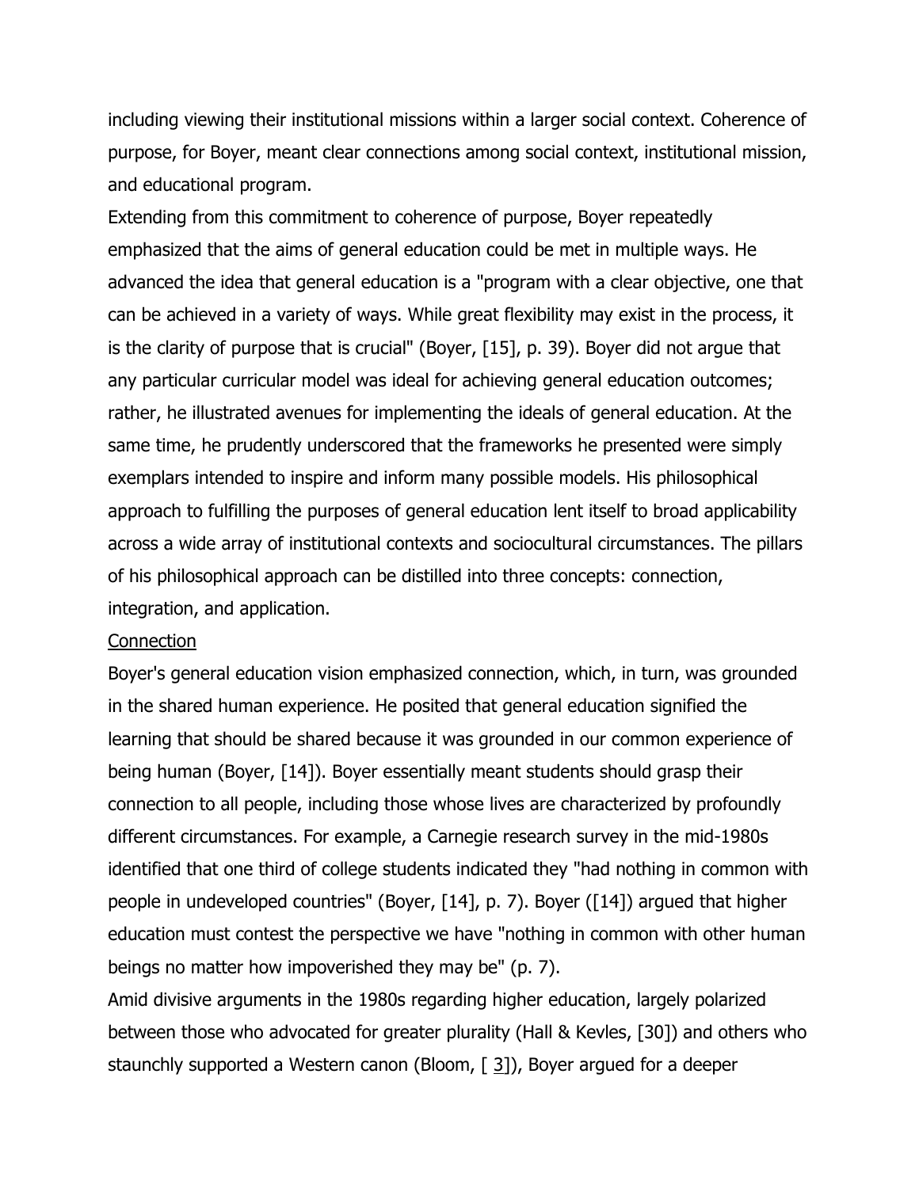including viewing their institutional missions within a larger social context. Coherence of purpose, for Boyer, meant clear connections among social context, institutional mission, and educational program.

Extending from this commitment to coherence of purpose, Boyer repeatedly emphasized that the aims of general education could be met in multiple ways. He advanced the idea that general education is a "program with a clear objective, one that can be achieved in a variety of ways. While great flexibility may exist in the process, it is the clarity of purpose that is crucial" (Boyer, [15], p. 39). Boyer did not argue that any particular curricular model was ideal for achieving general education outcomes; rather, he illustrated avenues for implementing the ideals of general education. At the same time, he prudently underscored that the frameworks he presented were simply exemplars intended to inspire and inform many possible models. His philosophical approach to fulfilling the purposes of general education lent itself to broad applicability across a wide array of institutional contexts and sociocultural circumstances. The pillars of his philosophical approach can be distilled into three concepts: connection, integration, and application.

## Connection

Boyer's general education vision emphasized connection, which, in turn, was grounded in the shared human experience. He posited that general education signified the learning that should be shared because it was grounded in our common experience of being human (Boyer, [14]). Boyer essentially meant students should grasp their connection to all people, including those whose lives are characterized by profoundly different circumstances. For example, a Carnegie research survey in the mid-1980s identified that one third of college students indicated they "had nothing in common with people in undeveloped countries" (Boyer, [14], p. 7). Boyer ([14]) argued that higher education must contest the perspective we have "nothing in common with other human beings no matter how impoverished they may be" (p. 7).

Amid divisive arguments in the 1980s regarding higher education, largely polarized between those who advocated for greater plurality (Hall & Kevles, [30]) and others who staunchly supported a Western canon (Bloom, [ 3]), Boyer argued for a deeper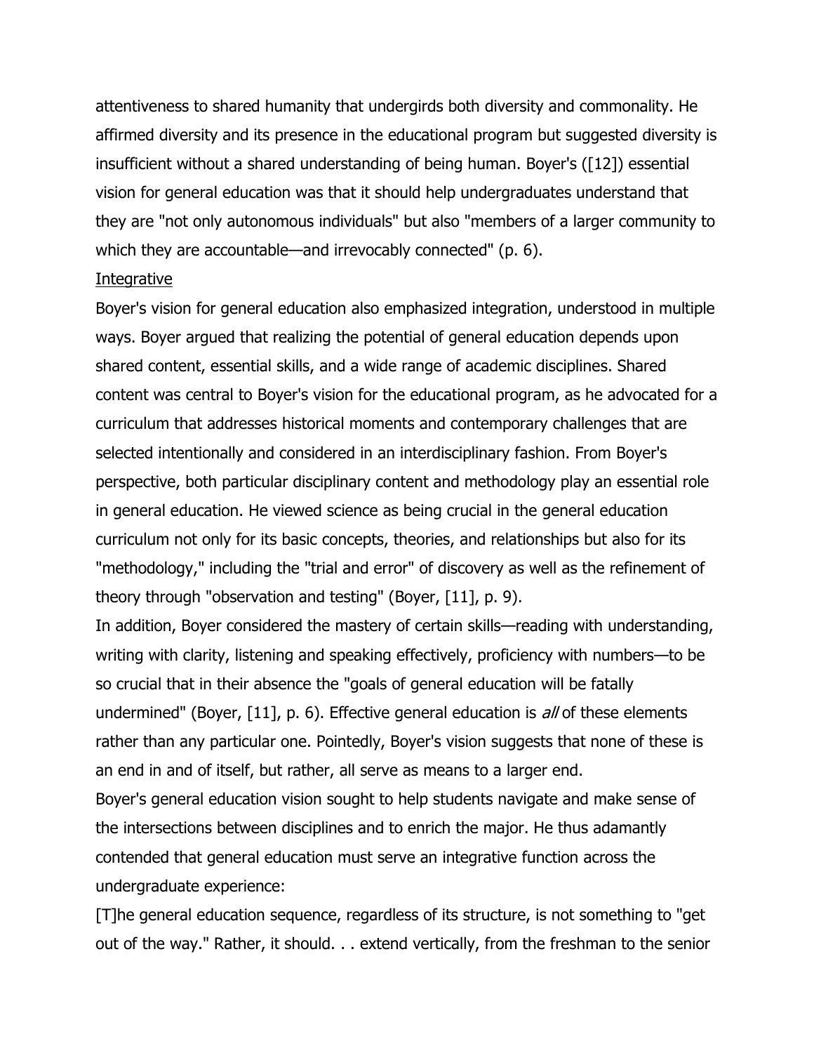attentiveness to shared humanity that undergirds both diversity and commonality. He affirmed diversity and its presence in the educational program but suggested diversity is insufficient without a shared understanding of being human. Boyer's ([12]) essential vision for general education was that it should help undergraduates understand that they are "not only autonomous individuals" but also "members of a larger community to which they are accountable—and irrevocably connected" (p. 6).

## Integrative

Boyer's vision for general education also emphasized integration, understood in multiple ways. Boyer argued that realizing the potential of general education depends upon shared content, essential skills, and a wide range of academic disciplines. Shared content was central to Boyer's vision for the educational program, as he advocated for a curriculum that addresses historical moments and contemporary challenges that are selected intentionally and considered in an interdisciplinary fashion. From Boyer's perspective, both particular disciplinary content and methodology play an essential role in general education. He viewed science as being crucial in the general education curriculum not only for its basic concepts, theories, and relationships but also for its "methodology," including the "trial and error" of discovery as well as the refinement of theory through "observation and testing" (Boyer, [11], p. 9).

In addition, Boyer considered the mastery of certain skills—reading with understanding, writing with clarity, listening and speaking effectively, proficiency with numbers—to be so crucial that in their absence the "goals of general education will be fatally undermined" (Boyer, [11], p. 6). Effective general education is *all* of these elements rather than any particular one. Pointedly, Boyer's vision suggests that none of these is an end in and of itself, but rather, all serve as means to a larger end.

Boyer's general education vision sought to help students navigate and make sense of the intersections between disciplines and to enrich the major. He thus adamantly contended that general education must serve an integrative function across the undergraduate experience:

[T]he general education sequence, regardless of its structure, is not something to "get out of the way." Rather, it should. . . extend vertically, from the freshman to the senior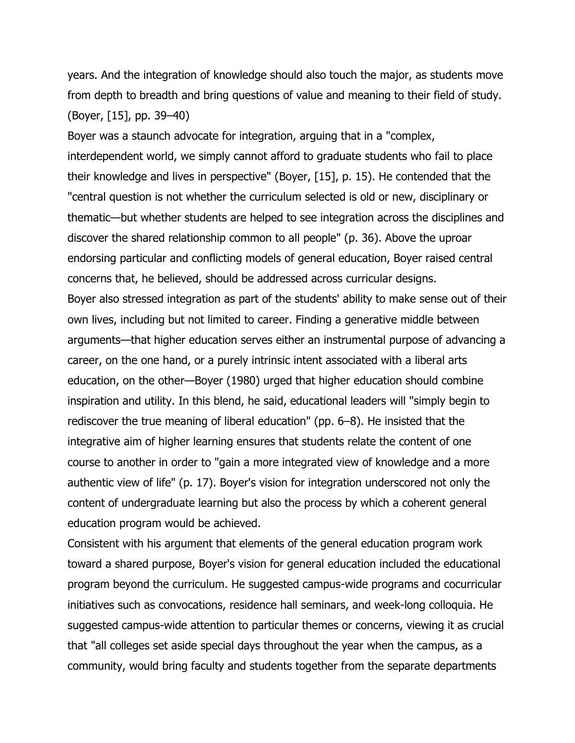years. And the integration of knowledge should also touch the major, as students move from depth to breadth and bring questions of value and meaning to their field of study. (Boyer, [15], pp. 39–40)

Boyer was a staunch advocate for integration, arguing that in a "complex, interdependent world, we simply cannot afford to graduate students who fail to place their knowledge and lives in perspective" (Boyer, [15], p. 15). He contended that the "central question is not whether the curriculum selected is old or new, disciplinary or thematic—but whether students are helped to see integration across the disciplines and discover the shared relationship common to all people" (p. 36). Above the uproar endorsing particular and conflicting models of general education, Boyer raised central concerns that, he believed, should be addressed across curricular designs.

Boyer also stressed integration as part of the students' ability to make sense out of their own lives, including but not limited to career. Finding a generative middle between arguments—that higher education serves either an instrumental purpose of advancing a career, on the one hand, or a purely intrinsic intent associated with a liberal arts education, on the other—Boyer (1980) urged that higher education should combine inspiration and utility. In this blend, he said, educational leaders will "simply begin to rediscover the true meaning of liberal education" (pp. 6–8). He insisted that the integrative aim of higher learning ensures that students relate the content of one course to another in order to "gain a more integrated view of knowledge and a more authentic view of life" (p. 17). Boyer's vision for integration underscored not only the content of undergraduate learning but also the process by which a coherent general education program would be achieved.

Consistent with his argument that elements of the general education program work toward a shared purpose, Boyer's vision for general education included the educational program beyond the curriculum. He suggested campus-wide programs and cocurricular initiatives such as convocations, residence hall seminars, and week-long colloquia. He suggested campus-wide attention to particular themes or concerns, viewing it as crucial that "all colleges set aside special days throughout the year when the campus, as a community, would bring faculty and students together from the separate departments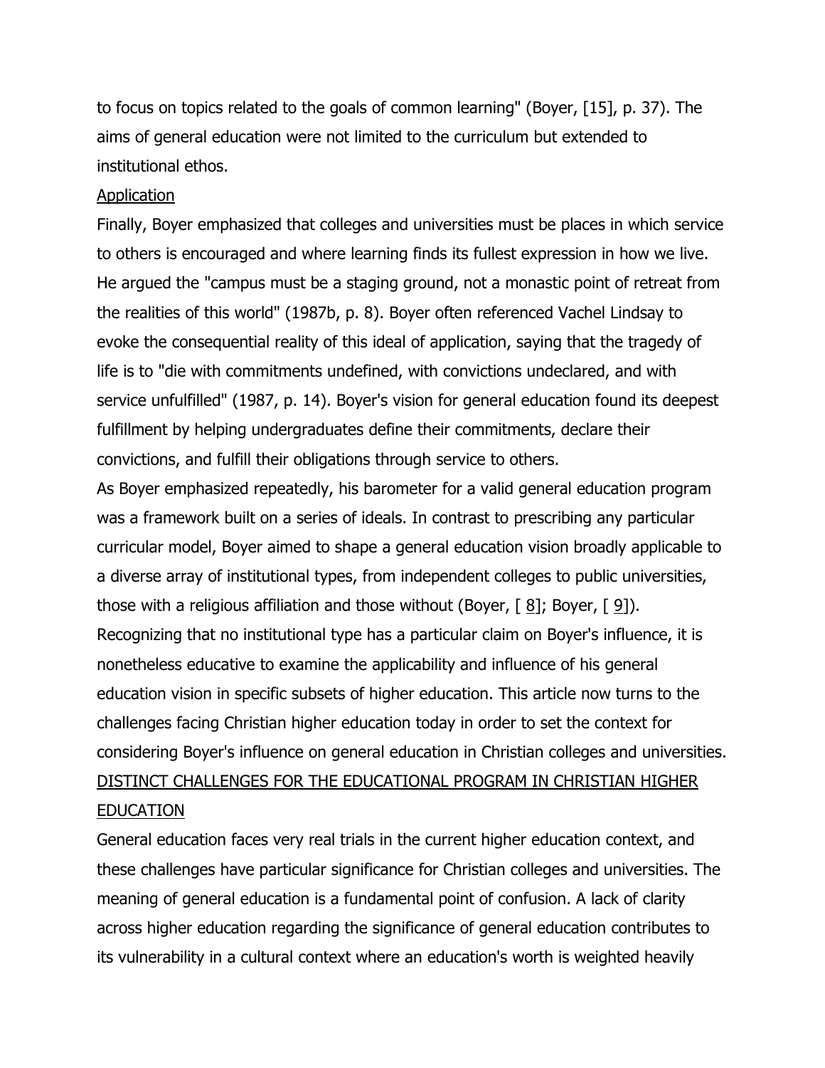to focus on topics related to the goals of common learning" (Boyer, [15], p. 37). The aims of general education were not limited to the curriculum but extended to institutional ethos.

### Application

Finally, Boyer emphasized that colleges and universities must be places in which service to others is encouraged and where learning finds its fullest expression in how we live. He argued the "campus must be a staging ground, not a monastic point of retreat from the realities of this world" (1987b, p. 8). Boyer often referenced Vachel Lindsay to evoke the consequential reality of this ideal of application, saying that the tragedy of life is to "die with commitments undefined, with convictions undeclared, and with service unfulfilled" (1987, p. 14). Boyer's vision for general education found its deepest fulfillment by helping undergraduates define their commitments, declare their convictions, and fulfill their obligations through service to others.

As Boyer emphasized repeatedly, his barometer for a valid general education program was a framework built on a series of ideals. In contrast to prescribing any particular curricular model, Boyer aimed to shape a general education vision broadly applicable to a diverse array of institutional types, from independent colleges to public universities, those with a religious affiliation and those without (Boyer, [ 8]; Boyer, [ 9]). Recognizing that no institutional type has a particular claim on Boyer's influence, it is nonetheless educative to examine the applicability and influence of his general education vision in specific subsets of higher education. This article now turns to the challenges facing Christian higher education today in order to set the context for considering Boyer's influence on general education in Christian colleges and universities.

## DISTINCT CHALLENGES FOR THE EDUCATIONAL PROGRAM IN CHRISTIAN HIGHER EDUCATION

General education faces very real trials in the current higher education context, and these challenges have particular significance for Christian colleges and universities. The meaning of general education is a fundamental point of confusion. A lack of clarity across higher education regarding the significance of general education contributes to its vulnerability in a cultural context where an education's worth is weighted heavily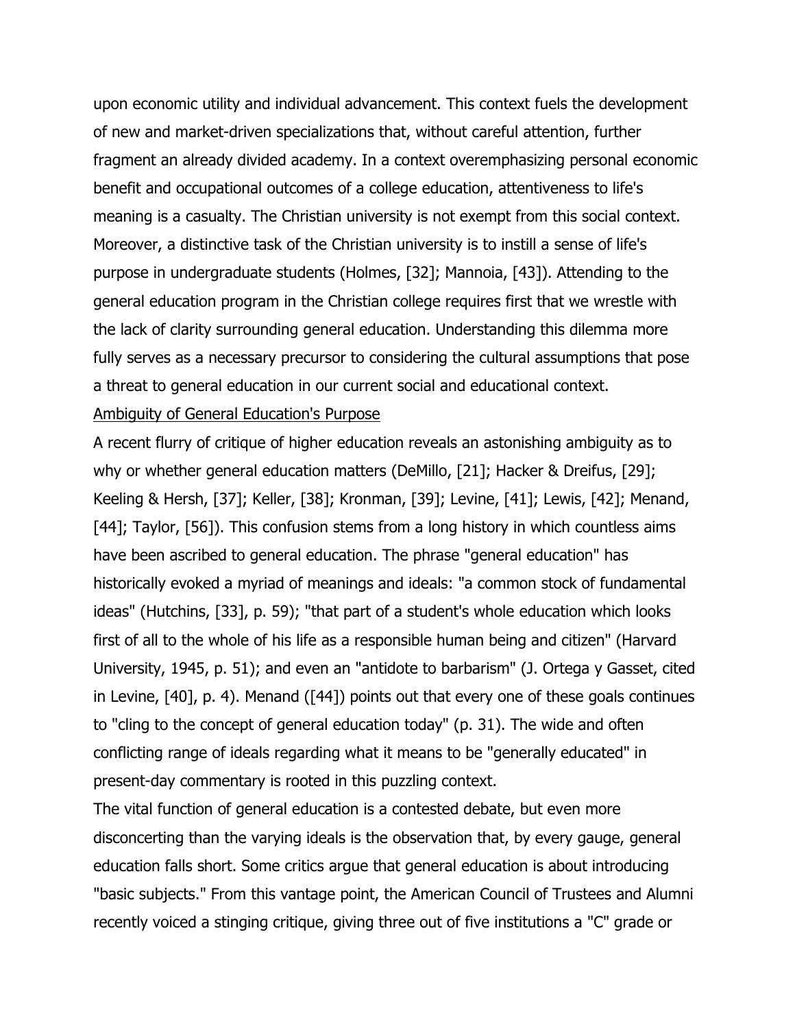upon economic utility and individual advancement. This context fuels the development of new and market-driven specializations that, without careful attention, further fragment an already divided academy. In a context overemphasizing personal economic benefit and occupational outcomes of a college education, attentiveness to life's meaning is a casualty. The Christian university is not exempt from this social context. Moreover, a distinctive task of the Christian university is to instill a sense of life's purpose in undergraduate students (Holmes, [32]; Mannoia, [43]). Attending to the general education program in the Christian college requires first that we wrestle with the lack of clarity surrounding general education. Understanding this dilemma more fully serves as a necessary precursor to considering the cultural assumptions that pose a threat to general education in our current social and educational context.

## Ambiguity of General Education's Purpose

A recent flurry of critique of higher education reveals an astonishing ambiguity as to why or whether general education matters (DeMillo, [21]; Hacker & Dreifus, [29]; Keeling & Hersh, [37]; Keller, [38]; Kronman, [39]; Levine, [41]; Lewis, [42]; Menand, [44]; Taylor, [56]). This confusion stems from a long history in which countless aims have been ascribed to general education. The phrase "general education" has historically evoked a myriad of meanings and ideals: "a common stock of fundamental ideas" (Hutchins, [33], p. 59); "that part of a student's whole education which looks first of all to the whole of his life as a responsible human being and citizen" (Harvard University, 1945, p. 51); and even an "antidote to barbarism" (J. Ortega y Gasset, cited in Levine, [40], p. 4). Menand ([44]) points out that every one of these goals continues to "cling to the concept of general education today" (p. 31). The wide and often conflicting range of ideals regarding what it means to be "generally educated" in present-day commentary is rooted in this puzzling context.

The vital function of general education is a contested debate, but even more disconcerting than the varying ideals is the observation that, by every gauge, general education falls short. Some critics argue that general education is about introducing "basic subjects." From this vantage point, the American Council of Trustees and Alumni recently voiced a stinging critique, giving three out of five institutions a "C" grade or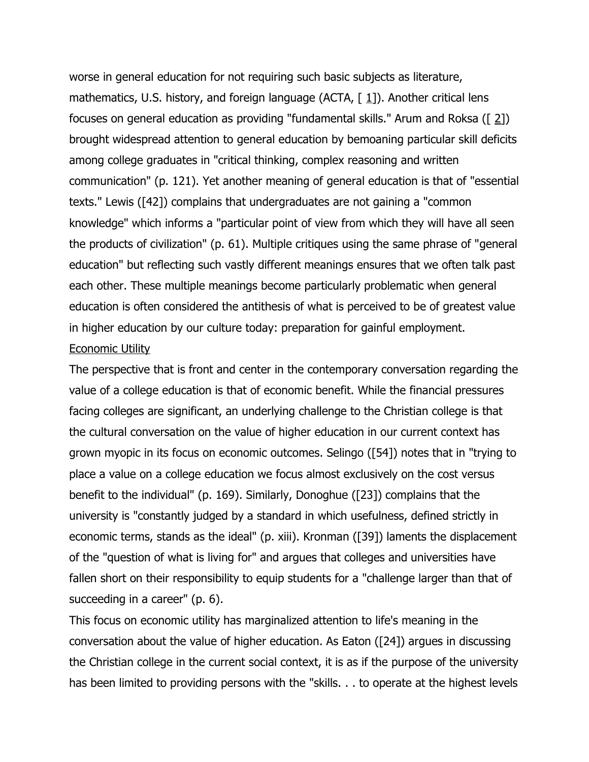worse in general education for not requiring such basic subjects as literature, mathematics, U.S. history, and foreign language (ACTA, [ 1]). Another critical lens focuses on general education as providing "fundamental skills." Arum and Roksa ([ 2]) brought widespread attention to general education by bemoaning particular skill deficits among college graduates in "critical thinking, complex reasoning and written communication" (p. 121). Yet another meaning of general education is that of "essential texts." Lewis ([42]) complains that undergraduates are not gaining a "common knowledge" which informs a "particular point of view from which they will have all seen the products of civilization" (p. 61). Multiple critiques using the same phrase of "general education" but reflecting such vastly different meanings ensures that we often talk past each other. These multiple meanings become particularly problematic when general education is often considered the antithesis of what is perceived to be of greatest value in higher education by our culture today: preparation for gainful employment.

## Economic Utility

The perspective that is front and center in the contemporary conversation regarding the value of a college education is that of economic benefit. While the financial pressures facing colleges are significant, an underlying challenge to the Christian college is that the cultural conversation on the value of higher education in our current context has grown myopic in its focus on economic outcomes. Selingo ([54]) notes that in "trying to place a value on a college education we focus almost exclusively on the cost versus benefit to the individual" (p. 169). Similarly, Donoghue ([23]) complains that the university is "constantly judged by a standard in which usefulness, defined strictly in economic terms, stands as the ideal" (p. xiii). Kronman ([39]) laments the displacement of the "question of what is living for" and argues that colleges and universities have fallen short on their responsibility to equip students for a "challenge larger than that of succeeding in a career" (p. 6).

This focus on economic utility has marginalized attention to life's meaning in the conversation about the value of higher education. As Eaton ([24]) argues in discussing the Christian college in the current social context, it is as if the purpose of the university has been limited to providing persons with the "skills. . . to operate at the highest levels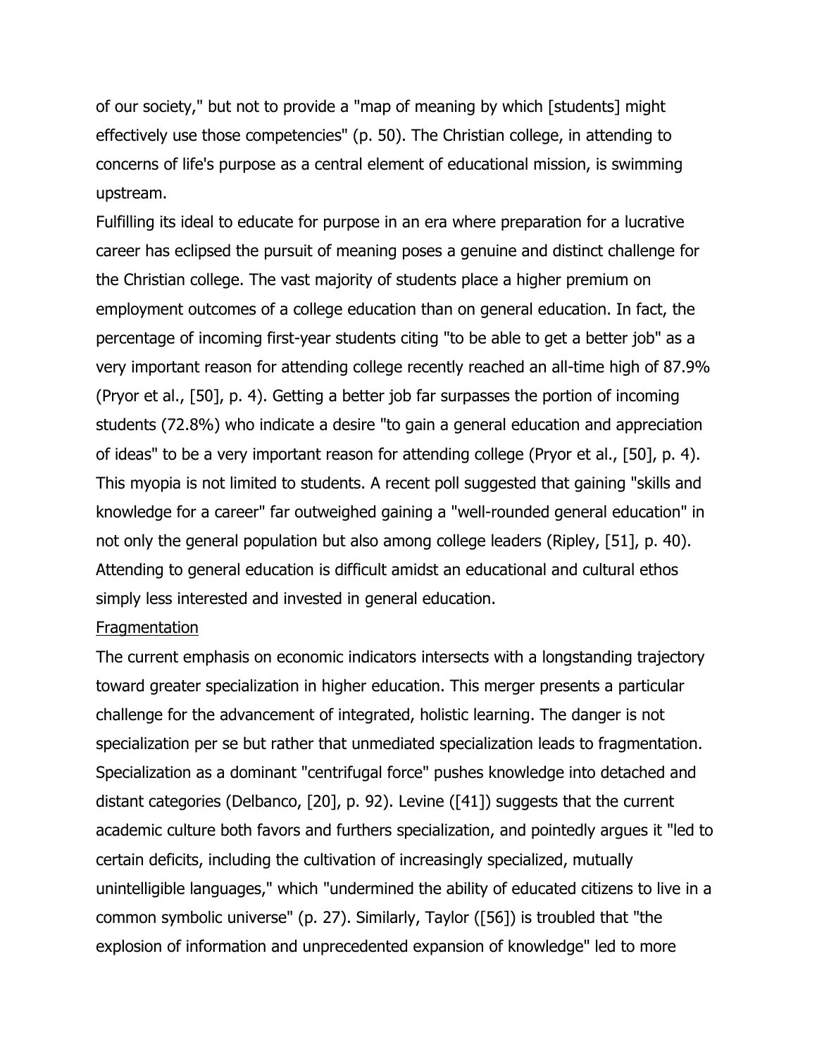of our society," but not to provide a "map of meaning by which [students] might effectively use those competencies" (p. 50). The Christian college, in attending to concerns of life's purpose as a central element of educational mission, is swimming upstream.

Fulfilling its ideal to educate for purpose in an era where preparation for a lucrative career has eclipsed the pursuit of meaning poses a genuine and distinct challenge for the Christian college. The vast majority of students place a higher premium on employment outcomes of a college education than on general education. In fact, the percentage of incoming first-year students citing "to be able to get a better job" as a very important reason for attending college recently reached an all-time high of 87.9% (Pryor et al., [50], p. 4). Getting a better job far surpasses the portion of incoming students (72.8%) who indicate a desire "to gain a general education and appreciation of ideas" to be a very important reason for attending college (Pryor et al., [50], p. 4). This myopia is not limited to students. A recent poll suggested that gaining "skills and knowledge for a career" far outweighed gaining a "well-rounded general education" in not only the general population but also among college leaders (Ripley, [51], p. 40). Attending to general education is difficult amidst an educational and cultural ethos simply less interested and invested in general education.

## Fragmentation

The current emphasis on economic indicators intersects with a longstanding trajectory toward greater specialization in higher education. This merger presents a particular challenge for the advancement of integrated, holistic learning. The danger is not specialization per se but rather that unmediated specialization leads to fragmentation. Specialization as a dominant "centrifugal force" pushes knowledge into detached and distant categories (Delbanco, [20], p. 92). Levine ([41]) suggests that the current academic culture both favors and furthers specialization, and pointedly argues it "led to certain deficits, including the cultivation of increasingly specialized, mutually unintelligible languages," which "undermined the ability of educated citizens to live in a common symbolic universe" (p. 27). Similarly, Taylor ([56]) is troubled that "the explosion of information and unprecedented expansion of knowledge" led to more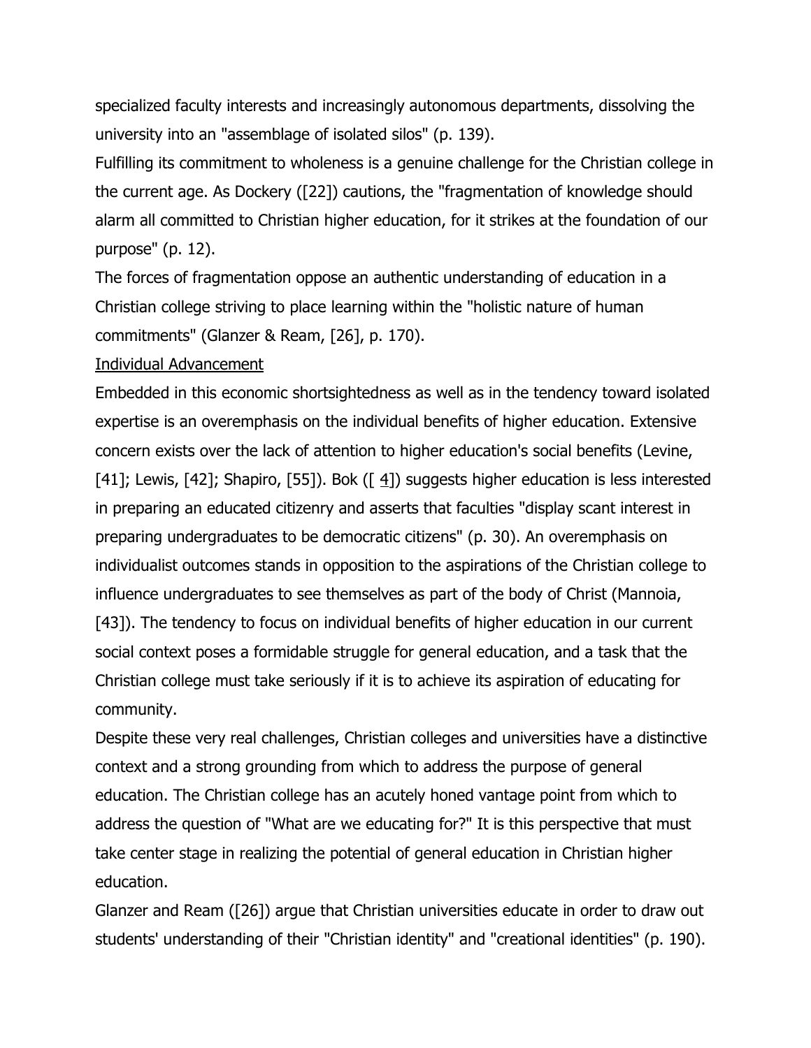specialized faculty interests and increasingly autonomous departments, dissolving the university into an "assemblage of isolated silos" (p. 139).

Fulfilling its commitment to wholeness is a genuine challenge for the Christian college in the current age. As Dockery ([22]) cautions, the "fragmentation of knowledge should alarm all committed to Christian higher education, for it strikes at the foundation of our purpose" (p. 12).

The forces of fragmentation oppose an authentic understanding of education in a Christian college striving to place learning within the "holistic nature of human commitments" (Glanzer & Ream, [26], p. 170).

## Individual Advancement

Embedded in this economic shortsightedness as well as in the tendency toward isolated expertise is an overemphasis on the individual benefits of higher education. Extensive concern exists over the lack of attention to higher education's social benefits (Levine, [41]; Lewis, [42]; Shapiro, [55]). Bok ([ 4]) suggests higher education is less interested in preparing an educated citizenry and asserts that faculties "display scant interest in preparing undergraduates to be democratic citizens" (p. 30). An overemphasis on individualist outcomes stands in opposition to the aspirations of the Christian college to influence undergraduates to see themselves as part of the body of Christ (Mannoia, [43]). The tendency to focus on individual benefits of higher education in our current social context poses a formidable struggle for general education, and a task that the Christian college must take seriously if it is to achieve its aspiration of educating for community.

Despite these very real challenges, Christian colleges and universities have a distinctive context and a strong grounding from which to address the purpose of general education. The Christian college has an acutely honed vantage point from which to address the question of "What are we educating for?" It is this perspective that must take center stage in realizing the potential of general education in Christian higher education.

Glanzer and Ream ([26]) argue that Christian universities educate in order to draw out students' understanding of their "Christian identity" and "creational identities" (p. 190).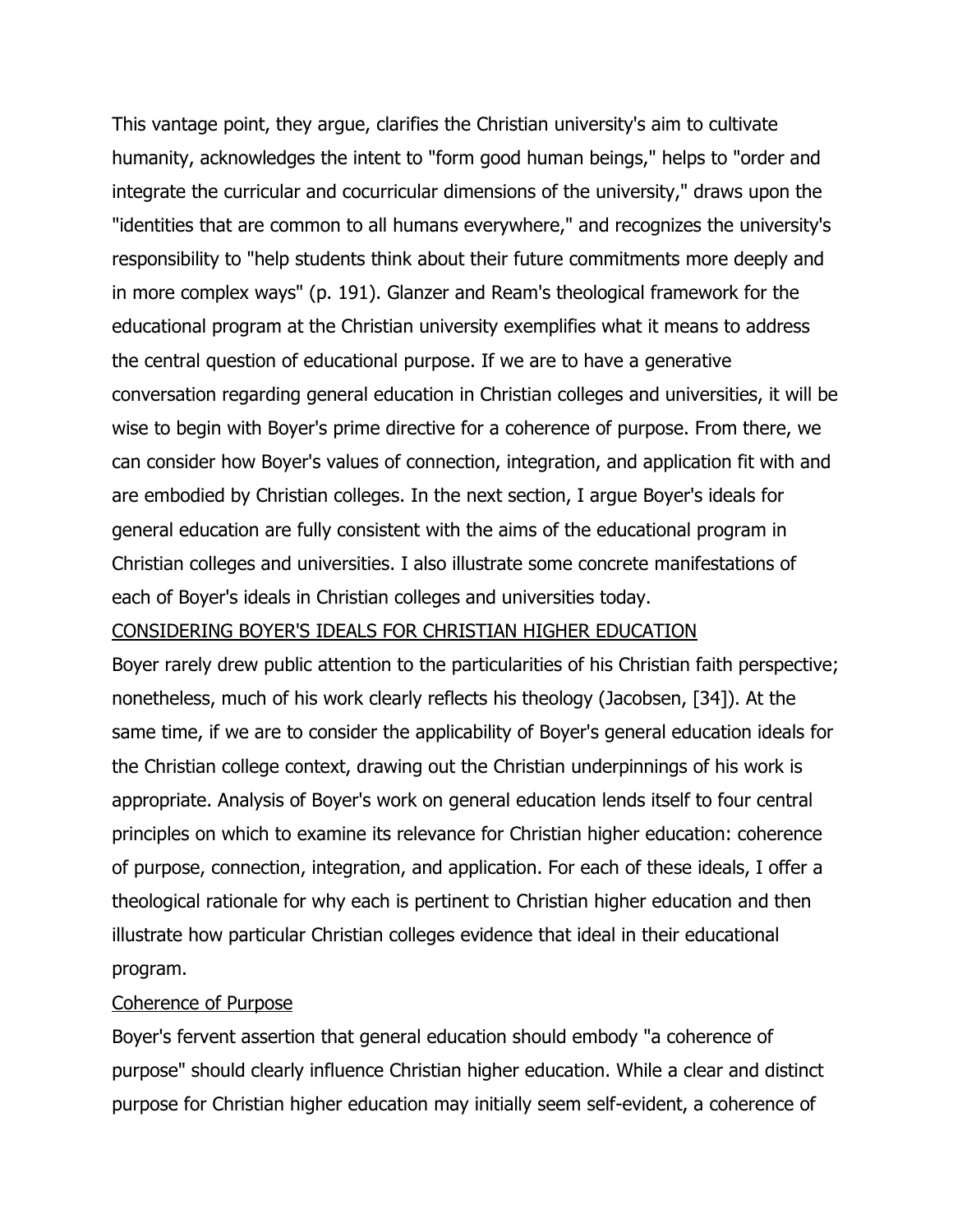This vantage point, they argue, clarifies the Christian university's aim to cultivate humanity, acknowledges the intent to "form good human beings," helps to "order and integrate the curricular and cocurricular dimensions of the university," draws upon the "identities that are common to all humans everywhere," and recognizes the university's responsibility to "help students think about their future commitments more deeply and in more complex ways" (p. 191). Glanzer and Ream's theological framework for the educational program at the Christian university exemplifies what it means to address the central question of educational purpose. If we are to have a generative conversation regarding general education in Christian colleges and universities, it will be wise to begin with Boyer's prime directive for a coherence of purpose. From there, we can consider how Boyer's values of connection, integration, and application fit with and are embodied by Christian colleges. In the next section, I argue Boyer's ideals for general education are fully consistent with the aims of the educational program in Christian colleges and universities. I also illustrate some concrete manifestations of each of Boyer's ideals in Christian colleges and universities today.

## CONSIDERING BOYER'S IDEALS FOR CHRISTIAN HIGHER EDUCATION

Boyer rarely drew public attention to the particularities of his Christian faith perspective; nonetheless, much of his work clearly reflects his theology (Jacobsen, [34]). At the same time, if we are to consider the applicability of Boyer's general education ideals for the Christian college context, drawing out the Christian underpinnings of his work is appropriate. Analysis of Boyer's work on general education lends itself to four central principles on which to examine its relevance for Christian higher education: coherence of purpose, connection, integration, and application. For each of these ideals, I offer a theological rationale for why each is pertinent to Christian higher education and then illustrate how particular Christian colleges evidence that ideal in their educational program.

### Coherence of Purpose

Boyer's fervent assertion that general education should embody "a coherence of purpose" should clearly influence Christian higher education. While a clear and distinct purpose for Christian higher education may initially seem self-evident, a coherence of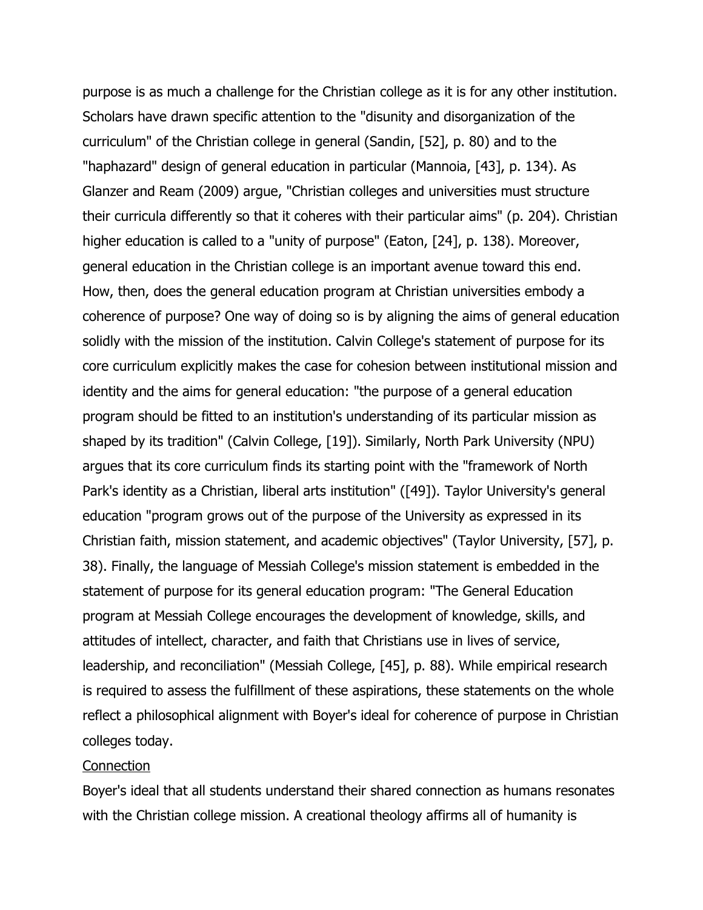purpose is as much a challenge for the Christian college as it is for any other institution. Scholars have drawn specific attention to the "disunity and disorganization of the curriculum" of the Christian college in general (Sandin, [52], p. 80) and to the "haphazard" design of general education in particular (Mannoia, [43], p. 134). As Glanzer and Ream (2009) argue, "Christian colleges and universities must structure their curricula differently so that it coheres with their particular aims" (p. 204). Christian higher education is called to a "unity of purpose" (Eaton, [24], p. 138). Moreover, general education in the Christian college is an important avenue toward this end. How, then, does the general education program at Christian universities embody a coherence of purpose? One way of doing so is by aligning the aims of general education solidly with the mission of the institution. Calvin College's statement of purpose for its core curriculum explicitly makes the case for cohesion between institutional mission and identity and the aims for general education: "the purpose of a general education program should be fitted to an institution's understanding of its particular mission as shaped by its tradition" (Calvin College, [19]). Similarly, North Park University (NPU) argues that its core curriculum finds its starting point with the "framework of North Park's identity as a Christian, liberal arts institution" ([49]). Taylor University's general education "program grows out of the purpose of the University as expressed in its Christian faith, mission statement, and academic objectives" (Taylor University, [57], p. 38). Finally, the language of Messiah College's mission statement is embedded in the statement of purpose for its general education program: "The General Education program at Messiah College encourages the development of knowledge, skills, and attitudes of intellect, character, and faith that Christians use in lives of service, leadership, and reconciliation" (Messiah College, [45], p. 88). While empirical research is required to assess the fulfillment of these aspirations, these statements on the whole reflect a philosophical alignment with Boyer's ideal for coherence of purpose in Christian colleges today.

Connection

Boyer's ideal that all students understand their shared connection as humans resonates with the Christian college mission. A creational theology affirms all of humanity is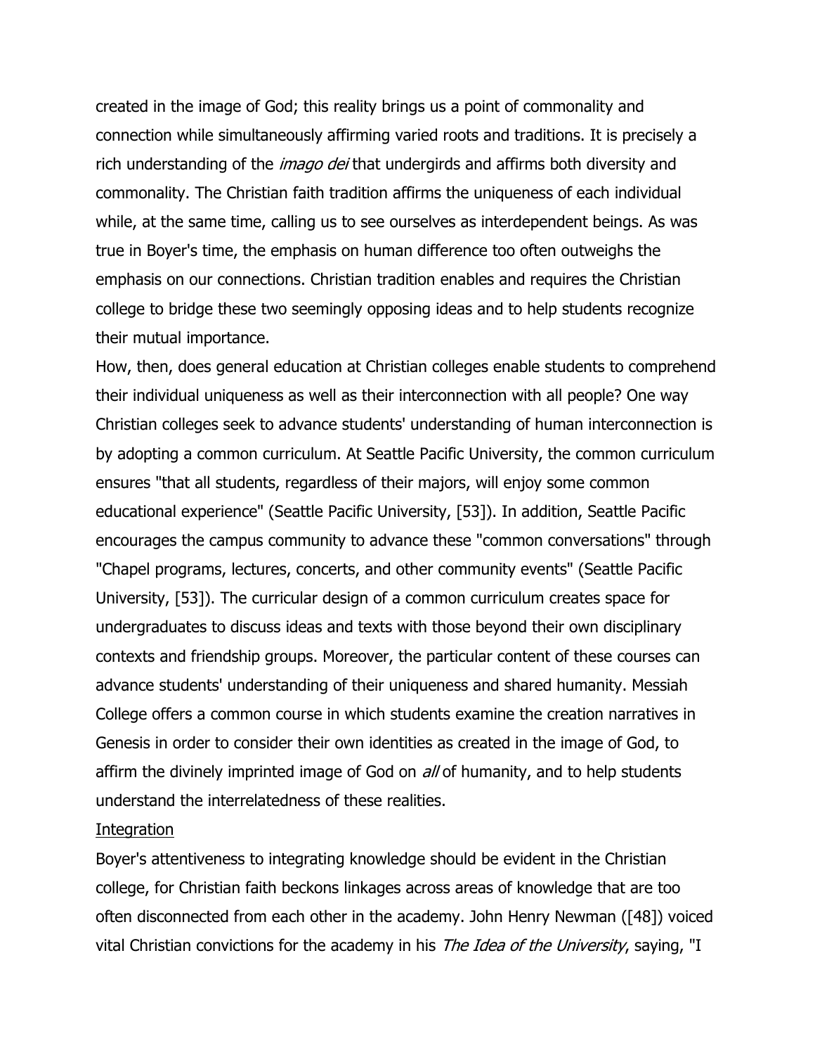created in the image of God; this reality brings us a point of commonality and connection while simultaneously affirming varied roots and traditions. It is precisely a rich understanding of the *imago dei* that undergirds and affirms both diversity and commonality. The Christian faith tradition affirms the uniqueness of each individual while, at the same time, calling us to see ourselves as interdependent beings. As was true in Boyer's time, the emphasis on human difference too often outweighs the emphasis on our connections. Christian tradition enables and requires the Christian college to bridge these two seemingly opposing ideas and to help students recognize their mutual importance.

How, then, does general education at Christian colleges enable students to comprehend their individual uniqueness as well as their interconnection with all people? One way Christian colleges seek to advance students' understanding of human interconnection is by adopting a common curriculum. At Seattle Pacific University, the common curriculum ensures "that all students, regardless of their majors, will enjoy some common educational experience" (Seattle Pacific University, [53]). In addition, Seattle Pacific encourages the campus community to advance these "common conversations" through "Chapel programs, lectures, concerts, and other community events" (Seattle Pacific University, [53]). The curricular design of a common curriculum creates space for undergraduates to discuss ideas and texts with those beyond their own disciplinary contexts and friendship groups. Moreover, the particular content of these courses can advance students' understanding of their uniqueness and shared humanity. Messiah College offers a common course in which students examine the creation narratives in Genesis in order to consider their own identities as created in the image of God, to affirm the divinely imprinted image of God on *all* of humanity, and to help students understand the interrelatedness of these realities.

## Integration

Boyer's attentiveness to integrating knowledge should be evident in the Christian college, for Christian faith beckons linkages across areas of knowledge that are too often disconnected from each other in the academy. John Henry Newman ([48]) voiced vital Christian convictions for the academy in his *The Idea of the University*, saying, "I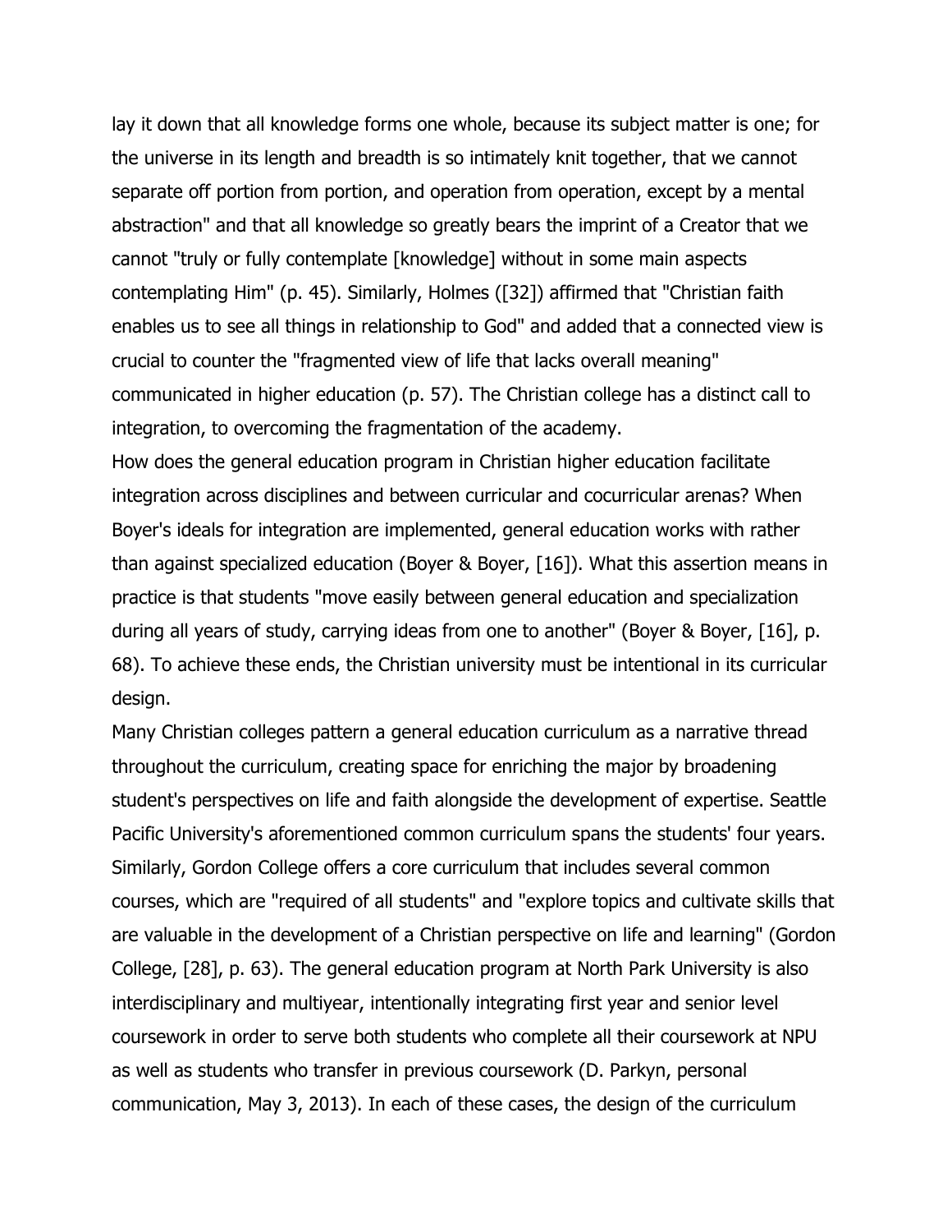lay it down that all knowledge forms one whole, because its subject matter is one; for the universe in its length and breadth is so intimately knit together, that we cannot separate off portion from portion, and operation from operation, except by a mental abstraction" and that all knowledge so greatly bears the imprint of a Creator that we cannot "truly or fully contemplate [knowledge] without in some main aspects contemplating Him" (p. 45). Similarly, Holmes ([32]) affirmed that "Christian faith enables us to see all things in relationship to God" and added that a connected view is crucial to counter the "fragmented view of life that lacks overall meaning" communicated in higher education (p. 57). The Christian college has a distinct call to integration, to overcoming the fragmentation of the academy.

How does the general education program in Christian higher education facilitate integration across disciplines and between curricular and cocurricular arenas? When Boyer's ideals for integration are implemented, general education works with rather than against specialized education (Boyer & Boyer, [16]). What this assertion means in practice is that students "move easily between general education and specialization during all years of study, carrying ideas from one to another" (Boyer & Boyer, [16], p. 68). To achieve these ends, the Christian university must be intentional in its curricular design.

Many Christian colleges pattern a general education curriculum as a narrative thread throughout the curriculum, creating space for enriching the major by broadening student's perspectives on life and faith alongside the development of expertise. Seattle Pacific University's aforementioned common curriculum spans the students' four years. Similarly, Gordon College offers a core curriculum that includes several common courses, which are "required of all students" and "explore topics and cultivate skills that are valuable in the development of a Christian perspective on life and learning" (Gordon College, [28], p. 63). The general education program at North Park University is also interdisciplinary and multiyear, intentionally integrating first year and senior level coursework in order to serve both students who complete all their coursework at NPU as well as students who transfer in previous coursework (D. Parkyn, personal communication, May 3, 2013). In each of these cases, the design of the curriculum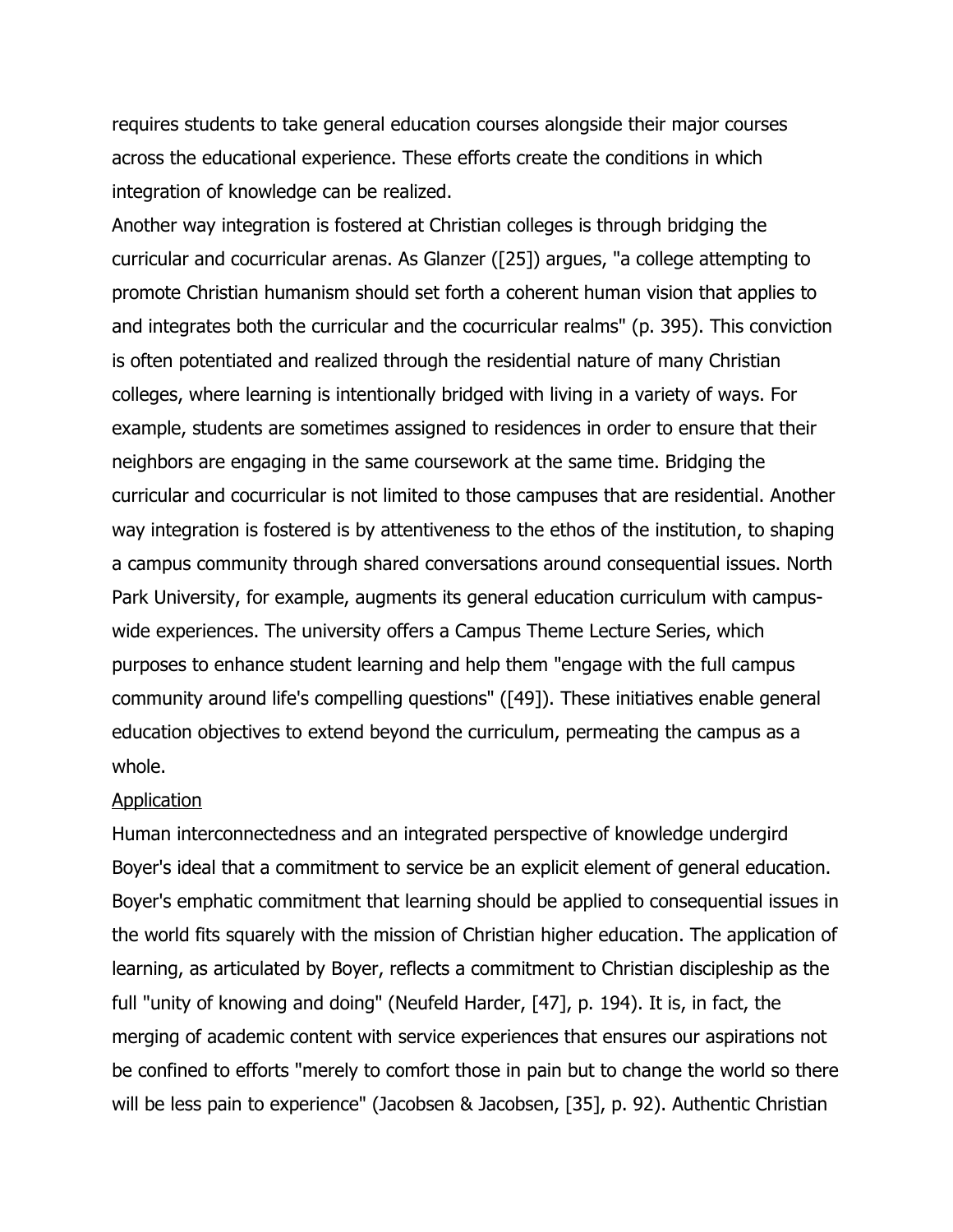requires students to take general education courses alongside their major courses across the educational experience. These efforts create the conditions in which integration of knowledge can be realized.

Another way integration is fostered at Christian colleges is through bridging the curricular and cocurricular arenas. As Glanzer ([25]) argues, "a college attempting to promote Christian humanism should set forth a coherent human vision that applies to and integrates both the curricular and the cocurricular realms" (p. 395). This conviction is often potentiated and realized through the residential nature of many Christian colleges, where learning is intentionally bridged with living in a variety of ways. For example, students are sometimes assigned to residences in order to ensure that their neighbors are engaging in the same coursework at the same time. Bridging the curricular and cocurricular is not limited to those campuses that are residential. Another way integration is fostered is by attentiveness to the ethos of the institution, to shaping a campus community through shared conversations around consequential issues. North Park University, for example, augments its general education curriculum with campus-wide experiences. The university offers a Campus Theme Lecture Series, which purposes to enhance student learning and help them "engage with the full campus community around life's compelling questions" ([49]). These initiatives enable general education objectives to extend beyond the curriculum, permeating the campus as a whole.

## Application

Human interconnectedness and an integrated perspective of knowledge undergird Boyer's ideal that a commitment to service be an explicit element of general education. Boyer's emphatic commitment that learning should be applied to consequential issues in the world fits squarely with the mission of Christian higher education. The application of learning, as articulated by Boyer, reflects a commitment to Christian discipleship as the full "unity of knowing and doing" (Neufeld Harder, [47], p. 194). It is, in fact, the merging of academic content with service experiences that ensures our aspirations not be confined to efforts "merely to comfort those in pain but to change the world so there will be less pain to experience" (Jacobsen & Jacobsen, [35], p. 92). Authentic Christian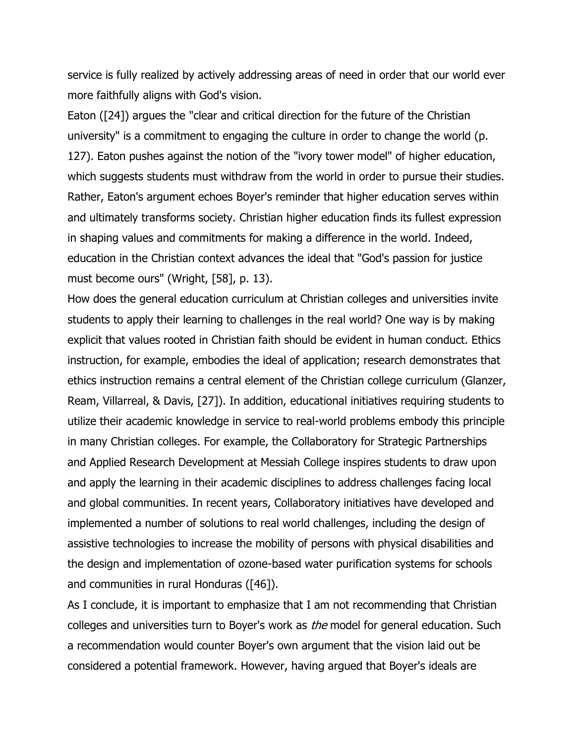service is fully realized by actively addressing areas of need in order that our world ever more faithfully aligns with God's vision.

Eaton ([24]) argues the "clear and critical direction for the future of the Christian university" is a commitment to engaging the culture in order to change the world (p. 127). Eaton pushes against the notion of the "ivory tower model" of higher education, which suggests students must withdraw from the world in order to pursue their studies. Rather, Eaton's argument echoes Boyer's reminder that higher education serves within and ultimately transforms society. Christian higher education finds its fullest expression in shaping values and commitments for making a difference in the world. Indeed, education in the Christian context advances the ideal that "God's passion for justice must become ours" (Wright, [58], p. 13).

How does the general education curriculum at Christian colleges and universities invite students to apply their learning to challenges in the real world? One way is by making explicit that values rooted in Christian faith should be evident in human conduct. Ethics instruction, for example, embodies the ideal of application; research demonstrates that ethics instruction remains a central element of the Christian college curriculum (Glanzer, Ream, Villarreal, & Davis, [27]). In addition, educational initiatives requiring students to utilize their academic knowledge in service to real-world problems embody this principle in many Christian colleges. For example, the Collaboratory for Strategic Partnerships and Applied Research Development at Messiah College inspires students to draw upon and apply the learning in their academic disciplines to address challenges facing local and global communities. In recent years, Collaboratory initiatives have developed and implemented a number of solutions to real world challenges, including the design of assistive technologies to increase the mobility of persons with physical disabilities and the design and implementation of ozone-based water purification systems for schools and communities in rural Honduras ([46]).

As I conclude, it is important to emphasize that I am not recommending that Christian colleges and universities turn to Boyer's work as *the* model for general education. Such a recommendation would counter Boyer's own argument that the vision laid out be considered a potential framework. However, having argued that Boyer's ideals are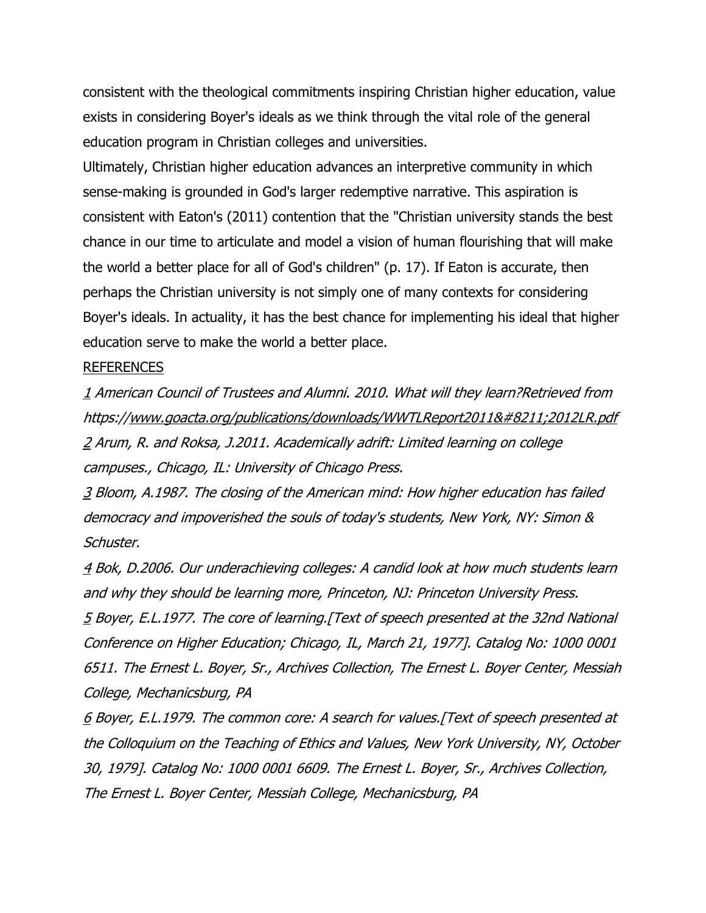consistent with the theological commitments inspiring Christian higher education, value exists in considering Boyer's ideals as we think through the vital role of the general education program in Christian colleges and universities.

Ultimately, Christian higher education advances an interpretive community in which sense-making is grounded in God's larger redemptive narrative. This aspiration is consistent with Eaton's (2011) contention that the "Christian university stands the best chance in our time to articulate and model a vision of human flourishing that will make the world a better place for all of God's children" (p. 17). If Eaton is accurate, then perhaps the Christian university is not simply one of many contexts for considering Boyer's ideals. In actuality, it has the best chance for implementing his ideal that higher education serve to make the world a better place.

REFERENCES

1 *American Council of Trustees and Alumni. 2010. What will they learn?Retrieved from https://www.goacta.org/publications/downloads/WWTLReport2011&#8211;2012LR.pdf*

2 *Arum, R. and Roksa, J.2011. Academically adrift: Limited learning on college campuses., Chicago, IL: University of Chicago Press.*

3 *Bloom, A.1987. The closing of the American mind: How higher education has failed democracy and impoverished the souls of today's students, New York, NY: Simon & Schuster.*

4 *Bok, D.2006. Our underachieving colleges: A candid look at how much students learn and why they should be learning more, Princeton, NJ: Princeton University Press.*

5 *Boyer, E.L.1977. The core of learning.[Text of speech presented at the 32nd National Conference on Higher Education; Chicago, IL, March 21, 1977]. Catalog No: 1000 0001 6511. The Ernest L. Boyer, Sr., Archives Collection, The Ernest L. Boyer Center, Messiah College, Mechanicsburg, PA*

6 *Boyer, E.L.1979. The common core: A search for values.[Text of speech presented at the Colloquium on the Teaching of Ethics and Values, New York University, NY, October 30, 1979]. Catalog No: 1000 0001 6609. The Ernest L. Boyer, Sr., Archives Collection, The Ernest L. Boyer Center, Messiah College, Mechanicsburg, PA*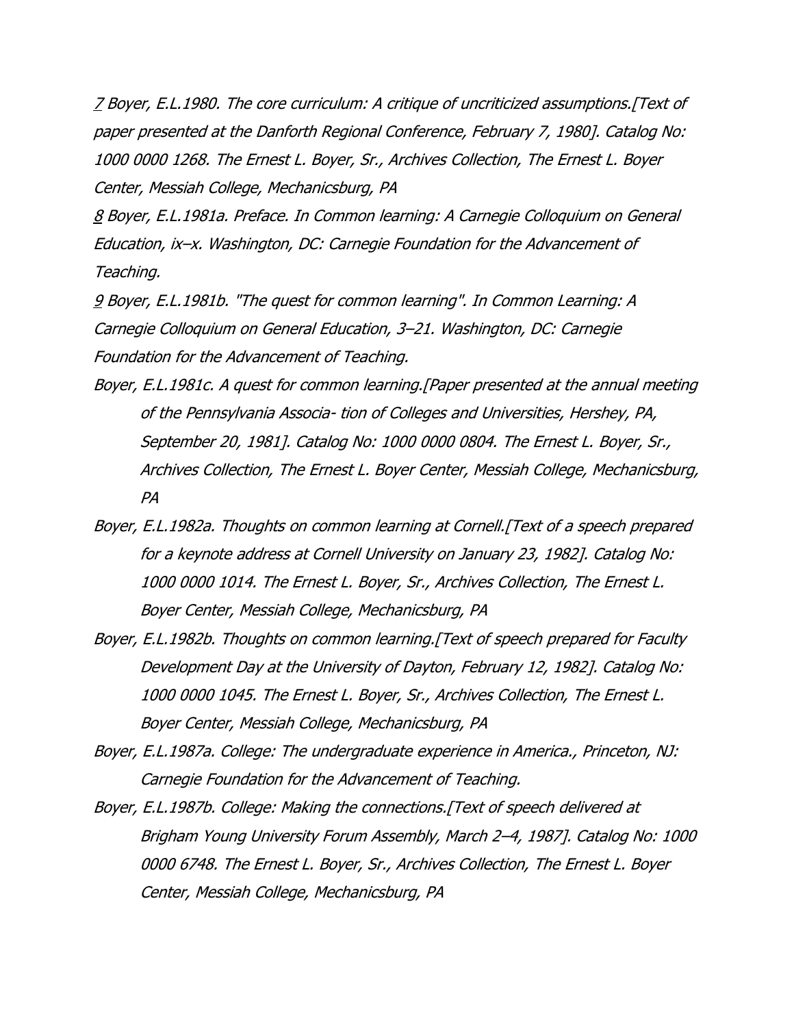*[7](#) Boyer, E.L.1980. The core curriculum: A critique of uncriticized assumptions.[Text of paper presented at the Danforth Regional Conference, February 7, 1980]. Catalog No: 1000 0000 1268. The Ernest L. Boyer, Sr., Archives Collection, The Ernest L. Boyer Center, Messiah College, Mechanicsburg, PA*

*[8](#) Boyer, E.L.1981a. Preface. In Common learning: A Carnegie Colloquium on General Education, ix–x. Washington, DC: Carnegie Foundation for the Advancement of Teaching.*

*[9](#) Boyer, E.L.1981b. "The quest for common learning". In Common Learning: A Carnegie Colloquium on General Education, 3–21. Washington, DC: Carnegie Foundation for the Advancement of Teaching.*

*Boyer, E.L.1981c. A quest for common learning.[Paper presented at the annual meeting of the Pennsylvania Associa- tion of Colleges and Universities, Hershey, PA, September 20, 1981]. Catalog No: 1000 0000 0804. The Ernest L. Boyer, Sr., Archives Collection, The Ernest L. Boyer Center, Messiah College, Mechanicsburg, PA*

*Boyer, E.L.1982a. Thoughts on common learning at Cornell.[Text of a speech prepared for a keynote address at Cornell University on January 23, 1982]. Catalog No: 1000 0000 1014. The Ernest L. Boyer, Sr., Archives Collection, The Ernest L. Boyer Center, Messiah College, Mechanicsburg, PA*

*Boyer, E.L.1982b. Thoughts on common learning.[Text of speech prepared for Faculty Development Day at the University of Dayton, February 12, 1982]. Catalog No: 1000 0000 1045. The Ernest L. Boyer, Sr., Archives Collection, The Ernest L. Boyer Center, Messiah College, Mechanicsburg, PA*

*Boyer, E.L.1987a. College: The undergraduate experience in America., Princeton, NJ: Carnegie Foundation for the Advancement of Teaching.*

*Boyer, E.L.1987b. College: Making the connections.[Text of speech delivered at Brigham Young University Forum Assembly, March 2–4, 1987]. Catalog No: 1000 0000 6748. The Ernest L. Boyer, Sr., Archives Collection, The Ernest L. Boyer Center, Messiah College, Mechanicsburg, PA*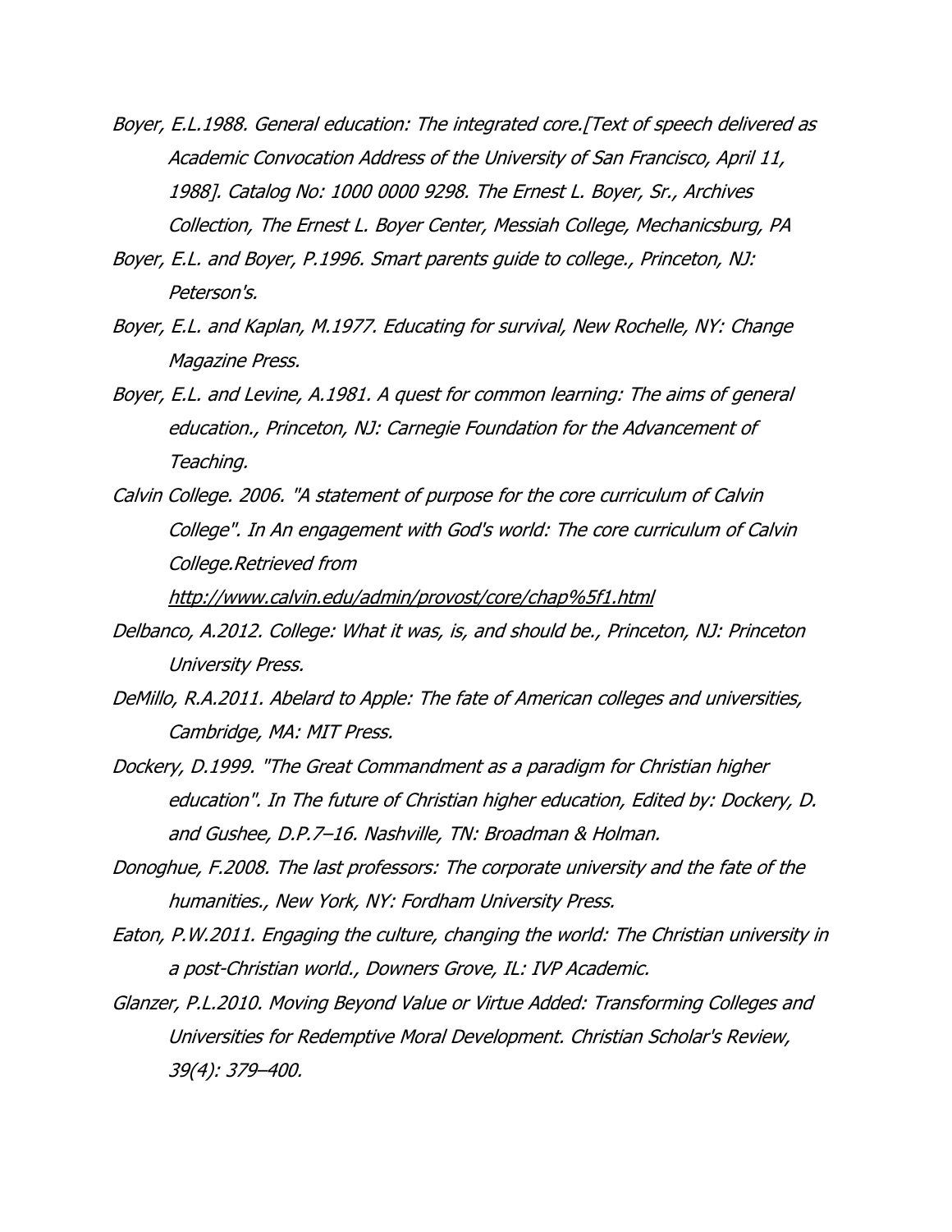*Boyer, E.L.1988. General education: The integrated core.[Text of speech delivered as Academic Convocation Address of the University of San Francisco, April 11, 1988]. Catalog No: 1000 0000 9298. The Ernest L. Boyer, Sr., Archives Collection, The Ernest L. Boyer Center, Messiah College, Mechanicsburg, PA*

*Boyer, E.L. and Boyer, P.1996. Smart parents guide to college., Princeton, NJ: Peterson's.*

*Boyer, E.L. and Kaplan, M.1977. Educating for survival, New Rochelle, NY: Change Magazine Press.*

*Boyer, E.L. and Levine, A.1981. A quest for common learning: The aims of general education., Princeton, NJ: Carnegie Foundation for the Advancement of Teaching.*

*Calvin College. 2006. "A statement of purpose for the core curriculum of Calvin College". In An engagement with God's world: The core curriculum of Calvin College.Retrieved from http://www.calvin.edu/admin/provost/core/chap%5f1.html*

*Delbanco, A.2012. College: What it was, is, and should be., Princeton, NJ: Princeton University Press.*

*DeMillo, R.A.2011. Abelard to Apple: The fate of American colleges and universities, Cambridge, MA: MIT Press.*

*Dockery, D.1999. "The Great Commandment as a paradigm for Christian higher education". In The future of Christian higher education, Edited by: Dockery, D. and Gushee, D.P.7–16. Nashville, TN: Broadman & Holman.*

*Donoghue, F.2008. The last professors: The corporate university and the fate of the humanities., New York, NY: Fordham University Press.*

*Eaton, P.W.2011. Engaging the culture, changing the world: The Christian university in a post-Christian world., Downers Grove, IL: IVP Academic.*

*Glanzer, P.L.2010. Moving Beyond Value or Virtue Added: Transforming Colleges and Universities for Redemptive Moral Development. Christian Scholar's Review, 39(4): 379–400.*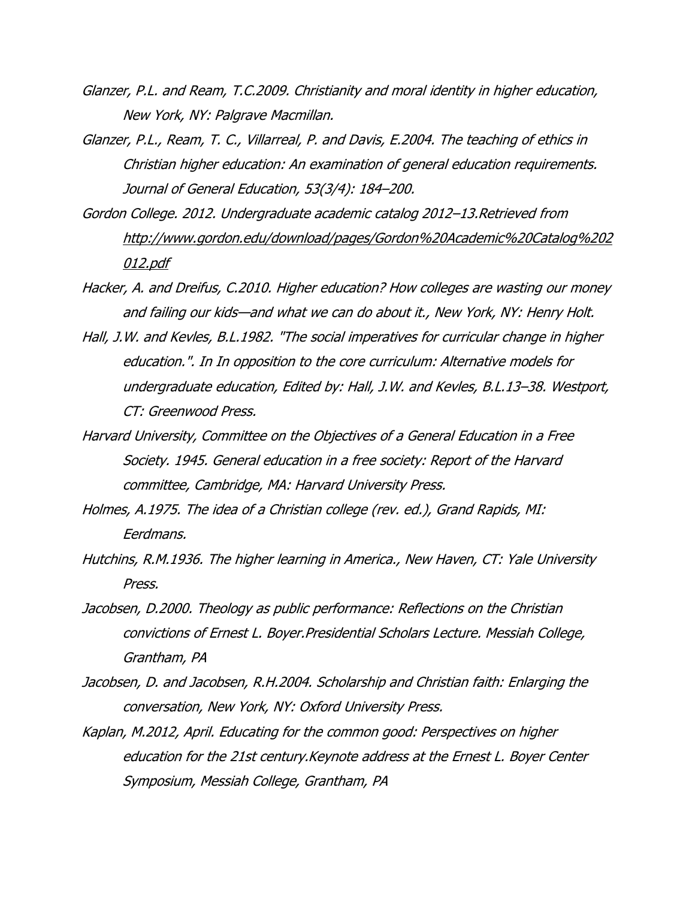*Glanzer, P.L. and Ream, T.C.2009. Christianity and moral identity in higher education, New York, NY: Palgrave Macmillan.*

*Glanzer, P.L., Ream, T. C., Villarreal, P. and Davis, E.2004. The teaching of ethics in Christian higher education: An examination of general education requirements. Journal of General Education, 53(3/4): 184–200.*

*Gordon College. 2012. Undergraduate academic catalog 2012–13.Retrieved from http://www.gordon.edu/download/pages/Gordon%20Academic%20Catalog%202012.pdf*

*Hacker, A. and Dreifus, C.2010. Higher education? How colleges are wasting our money and failing our kids—and what we can do about it., New York, NY: Henry Holt.*

*Hall, J.W. and Kevles, B.L.1982. "The social imperatives for curricular change in higher education.". In In opposition to the core curriculum: Alternative models for undergraduate education, Edited by: Hall, J.W. and Kevles, B.L.13–38. Westport, CT: Greenwood Press.*

*Harvard University, Committee on the Objectives of a General Education in a Free Society. 1945. General education in a free society: Report of the Harvard committee, Cambridge, MA: Harvard University Press.*

*Holmes, A.1975. The idea of a Christian college (rev. ed.), Grand Rapids, MI: Eerdmans.*

*Hutchins, R.M.1936. The higher learning in America., New Haven, CT: Yale University Press.*

*Jacobsen, D.2000. Theology as public performance: Reflections on the Christian convictions of Ernest L. Boyer.Presidential Scholars Lecture. Messiah College, Grantham, PA*

*Jacobsen, D. and Jacobsen, R.H.2004. Scholarship and Christian faith: Enlarging the conversation, New York, NY: Oxford University Press.*

*Kaplan, M.2012, April. Educating for the common good: Perspectives on higher education for the 21st century.Keynote address at the Ernest L. Boyer Center Symposium, Messiah College, Grantham, PA*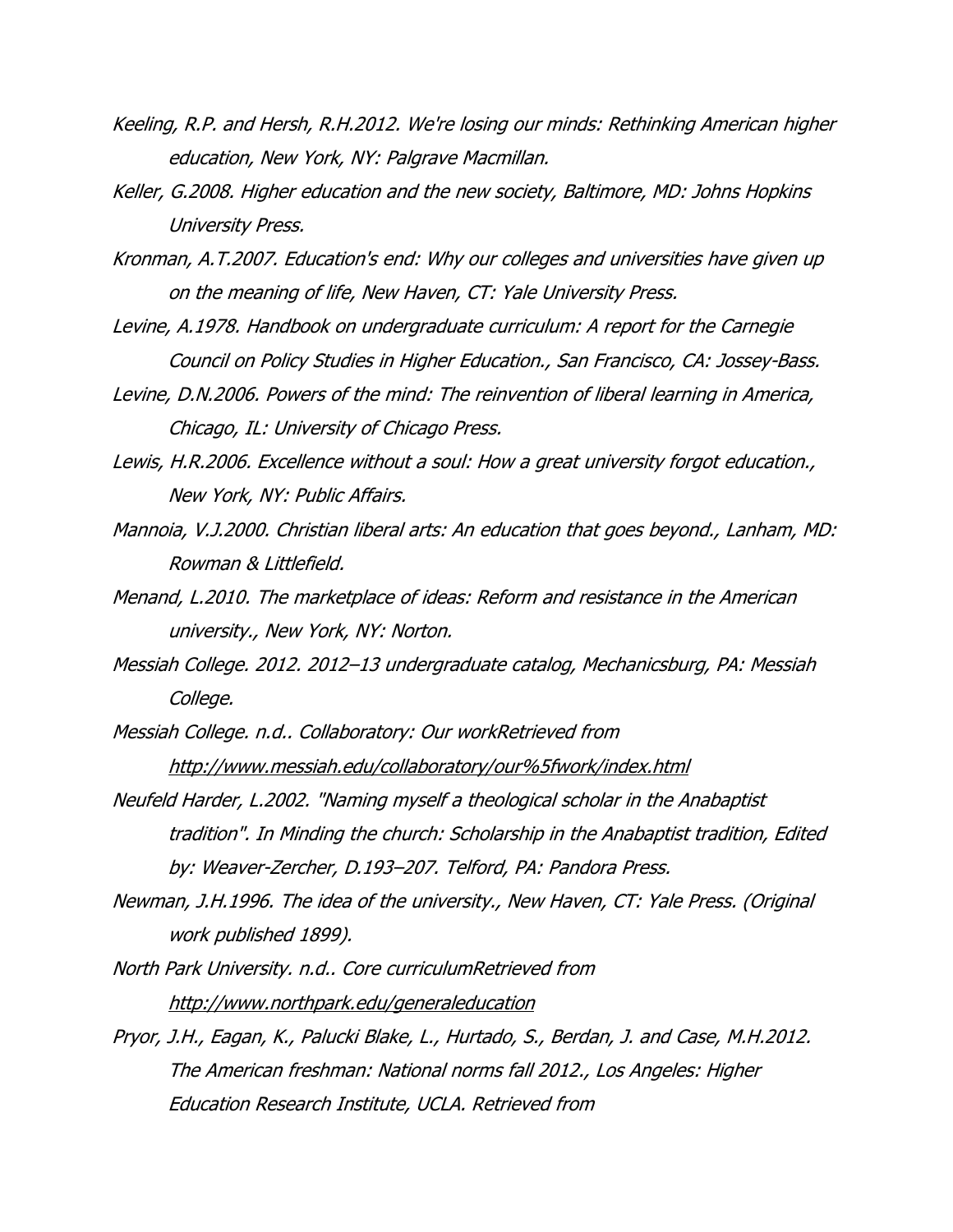*Keeling, R.P. and Hersh, R.H.2012. We're losing our minds: Rethinking American higher education, New York, NY: Palgrave Macmillan.*

*Keller, G.2008. Higher education and the new society, Baltimore, MD: Johns Hopkins University Press.*

*Kronman, A.T.2007. Education's end: Why our colleges and universities have given up on the meaning of life, New Haven, CT: Yale University Press.*

*Levine, A.1978. Handbook on undergraduate curriculum: A report for the Carnegie Council on Policy Studies in Higher Education., San Francisco, CA: Jossey-Bass.*

*Levine, D.N.2006. Powers of the mind: The reinvention of liberal learning in America, Chicago, IL: University of Chicago Press.*

*Lewis, H.R.2006. Excellence without a soul: How a great university forgot education., New York, NY: Public Affairs.*

*Mannoia, V.J.2000. Christian liberal arts: An education that goes beyond., Lanham, MD: Rowman & Littlefield.*

*Menand, L.2010. The marketplace of ideas: Reform and resistance in the American university., New York, NY: Norton.*

*Messiah College. 2012. 2012–13 undergraduate catalog, Mechanicsburg, PA: Messiah College.*

*Messiah College. n.d.. Collaboratory: Our workRetrieved from [http://www.messiah.edu/collaboratory/our%5fwork/index.html](http://www.messiah.edu/collaboratory/our%5fwork/index.html)*

*Neufeld Harder, L.2002. "Naming myself a theological scholar in the Anabaptist tradition". In Minding the church: Scholarship in the Anabaptist tradition, Edited by: Weaver-Zercher, D.193–207. Telford, PA: Pandora Press.*

*Newman, J.H.1996. The idea of the university., New Haven, CT: Yale Press. (Original work published 1899).*

*North Park University. n.d.. Core curriculumRetrieved from [http://www.northpark.edu/generaleducation](http://www.northpark.edu/generaleducation)*

*Pryor, J.H., Eagan, K., Palucki Blake, L., Hurtado, S., Berdan, J. and Case, M.H.2012. The American freshman: National norms fall 2012., Los Angeles: Higher Education Research Institute, UCLA. Retrieved from*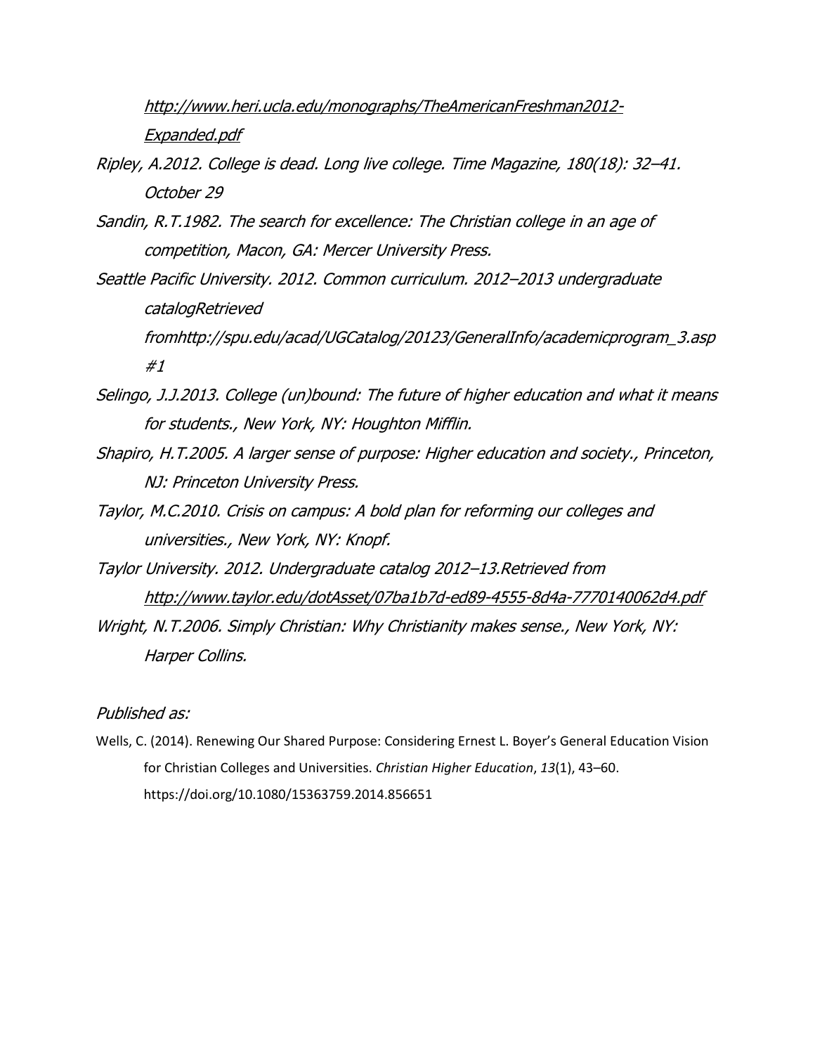*http://www.heri.ucla.edu/monographs/TheAmericanFreshman2012-Expanded.pdf*

*Ripley, A.2012. College is dead. Long live college. Time Magazine, 180(18): 32–41. October 29*

*Sandin, R.T.1982. The search for excellence: The Christian college in an age of competition, Macon, GA: Mercer University Press.*

*Seattle Pacific University. 2012. Common curriculum. 2012–2013 undergraduate catalogRetrieved fromhttp://spu.edu/acad/UGCatalog/20123/GeneralInfo/academicprogram_3.asp#1*

*Selingo, J.J.2013. College (un)bound: The future of higher education and what it means for students., New York, NY: Houghton Mifflin.*

*Shapiro, H.T.2005. A larger sense of purpose: Higher education and society., Princeton, NJ: Princeton University Press.*

*Taylor, M.C.2010. Crisis on campus: A bold plan for reforming our colleges and universities., New York, NY: Knopf.*

*Taylor University. 2012. Undergraduate catalog 2012–13.Retrieved from http://www.taylor.edu/dotAsset/07ba1b7d-ed89-4555-8d4a-7770140062d4.pdf*

*Wright, N.T.2006. Simply Christian: Why Christianity makes sense., New York, NY: Harper Collins.*

*Published as:*

Wells, C. (2014). Renewing Our Shared Purpose: Considering Ernest L. Boyer's General Education Vision for Christian Colleges and Universities. *Christian Higher Education*, *13*(1), 43–60. https://doi.org/10.1080/15363759.2014.856651